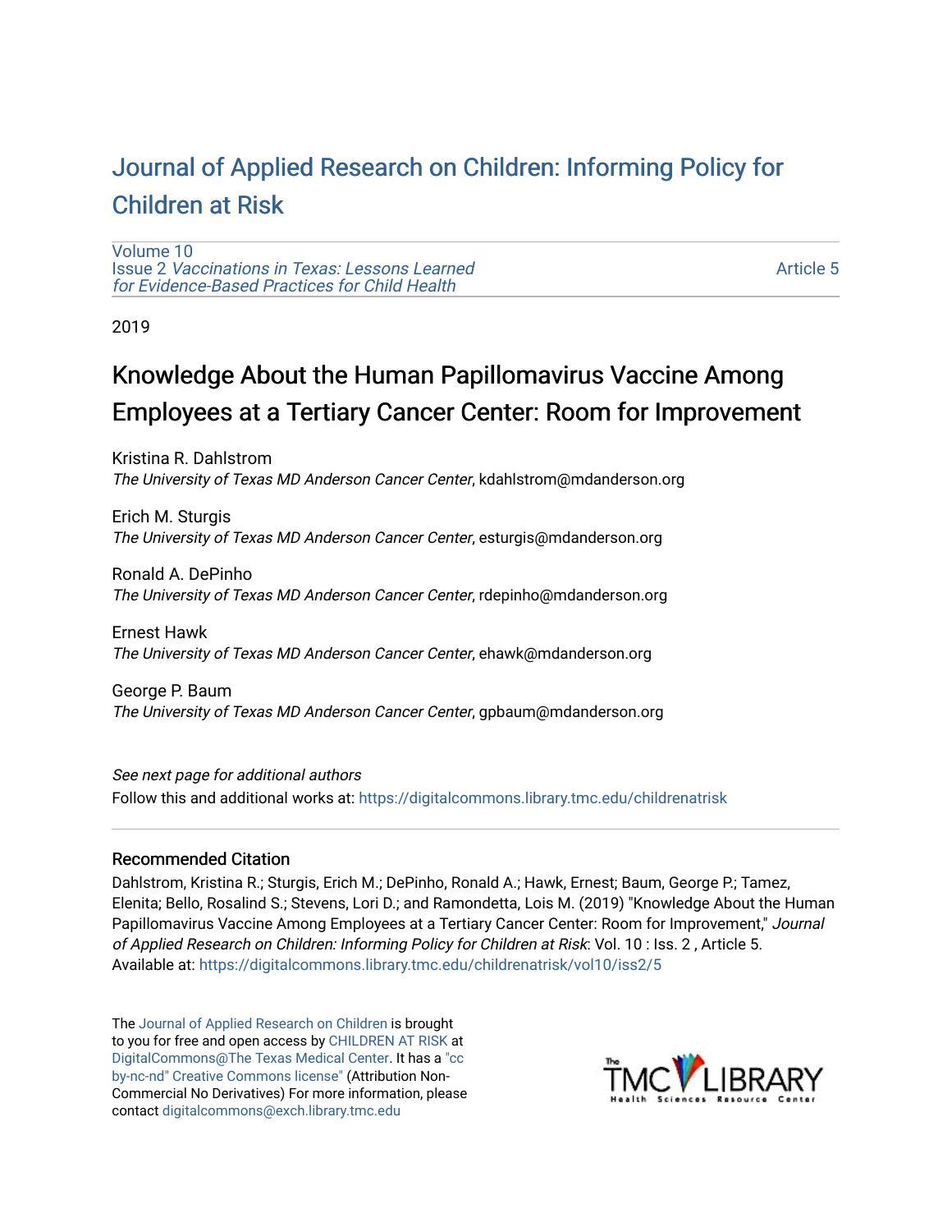# Journal of Applied Research on Children: Informing Policy for Children at Risk

Volume 10
Issue 2 *Vaccinations in Texas: Lessons Learned for Evidence-Based Practices for Child Health*

Article 5

2019

## Knowledge About the Human Papillomavirus Vaccine Among Employees at a Tertiary Cancer Center: Room for Improvement

Kristina R. Dahlstrom
*The University of Texas MD Anderson Cancer Center*, kdahlstrom@mdanderson.org

Erich M. Sturgis
*The University of Texas MD Anderson Cancer Center*, esturgis@mdanderson.org

Ronald A. DePinho
*The University of Texas MD Anderson Cancer Center*, rdepinho@mdanderson.org

Ernest Hawk
*The University of Texas MD Anderson Cancer Center*, ehawk@mdanderson.org

George P. Baum
*The University of Texas MD Anderson Cancer Center*, gpbaum@mdanderson.org

*See next page for additional authors*

Follow this and additional works at: https://digitalcommons.library.tmc.edu/childrenatrisk

### Recommended Citation

Dahlstrom, Kristina R.; Sturgis, Erich M.; DePinho, Ronald A.; Hawk, Ernest; Baum, George P.; Tamez, Elenita; Bello, Rosalind S.; Stevens, Lori D.; and Ramondetta, Lois M. (2019) "Knowledge About the Human Papillomavirus Vaccine Among Employees at a Tertiary Cancer Center: Room for Improvement," *Journal of Applied Research on Children: Informing Policy for Children at Risk*: Vol. 10 : Iss. 2 , Article 5.
Available at: https://digitalcommons.library.tmc.edu/childrenatrisk/vol10/iss2/5

The Journal of Applied Research on Children is brought to you for free and open access by CHILDREN AT RISK at DigitalCommons@The Texas Medical Center. It has a "cc by-nc-nd" Creative Commons license" (Attribution Non-Commercial No Derivatives) For more information, please contact digitalcommons@exch.library.tmc.edu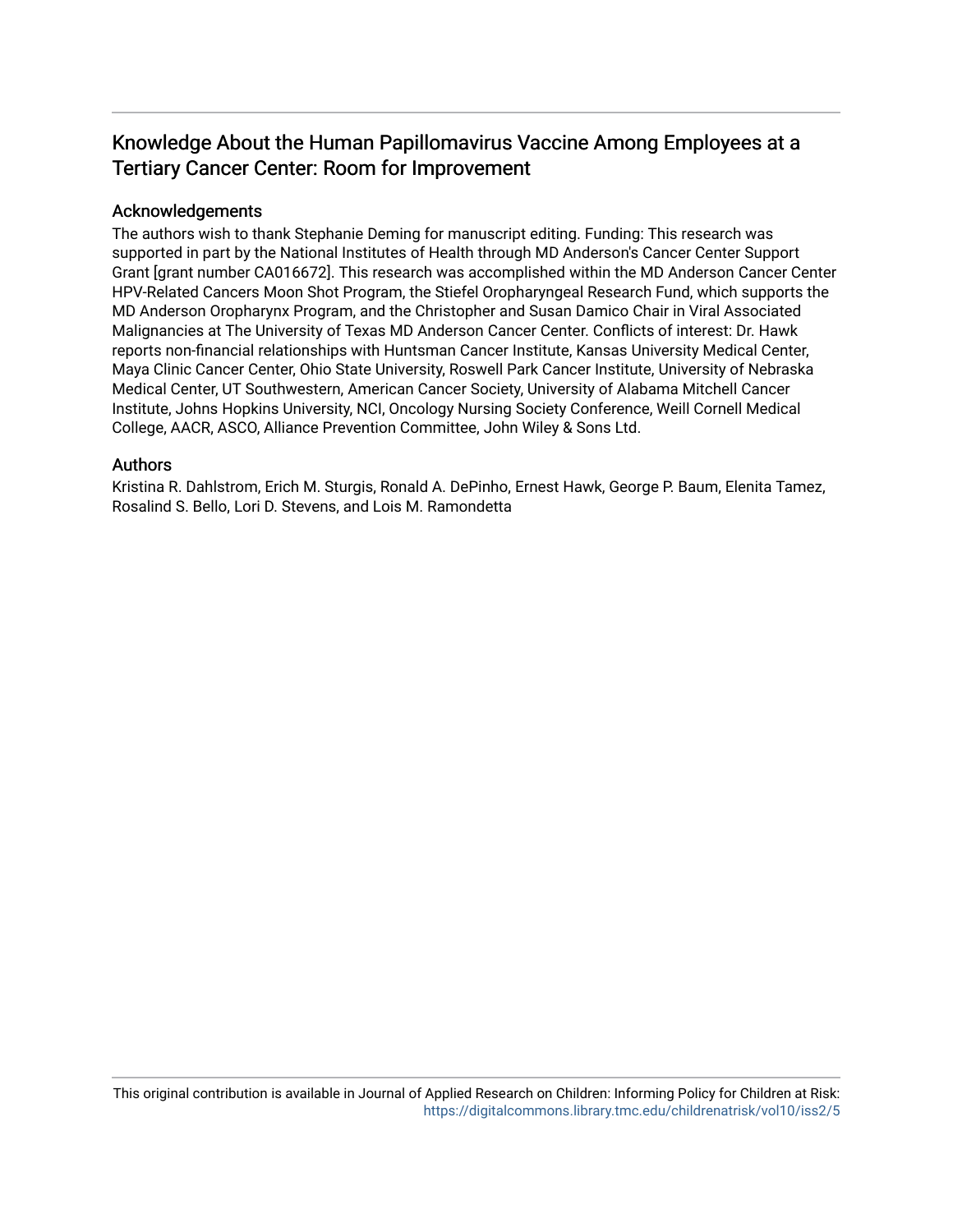# Knowledge About the Human Papillomavirus Vaccine Among Employees at a Tertiary Cancer Center: Room for Improvement

## Acknowledgements

The authors wish to thank Stephanie Deming for manuscript editing. Funding: This research was supported in part by the National Institutes of Health through MD Anderson's Cancer Center Support Grant [grant number CA016672]. This research was accomplished within the MD Anderson Cancer Center HPV-Related Cancers Moon Shot Program, the Stiefel Oropharyngeal Research Fund, which supports the MD Anderson Oropharynx Program, and the Christopher and Susan Damico Chair in Viral Associated Malignancies at The University of Texas MD Anderson Cancer Center. Conflicts of interest: Dr. Hawk reports non-financial relationships with Huntsman Cancer Institute, Kansas University Medical Center, Maya Clinic Cancer Center, Ohio State University, Roswell Park Cancer Institute, University of Nebraska Medical Center, UT Southwestern, American Cancer Society, University of Alabama Mitchell Cancer Institute, Johns Hopkins University, NCI, Oncology Nursing Society Conference, Weill Cornell Medical College, AACR, ASCO, Alliance Prevention Committee, John Wiley & Sons Ltd.

## Authors

Kristina R. Dahlstrom, Erich M. Sturgis, Ronald A. DePinho, Ernest Hawk, George P. Baum, Elenita Tamez, Rosalind S. Bello, Lori D. Stevens, and Lois M. Ramondetta

This original contribution is available in Journal of Applied Research on Children: Informing Policy for Children at Risk: https://digitalcommons.library.tmc.edu/childrenatrisk/vol10/iss2/5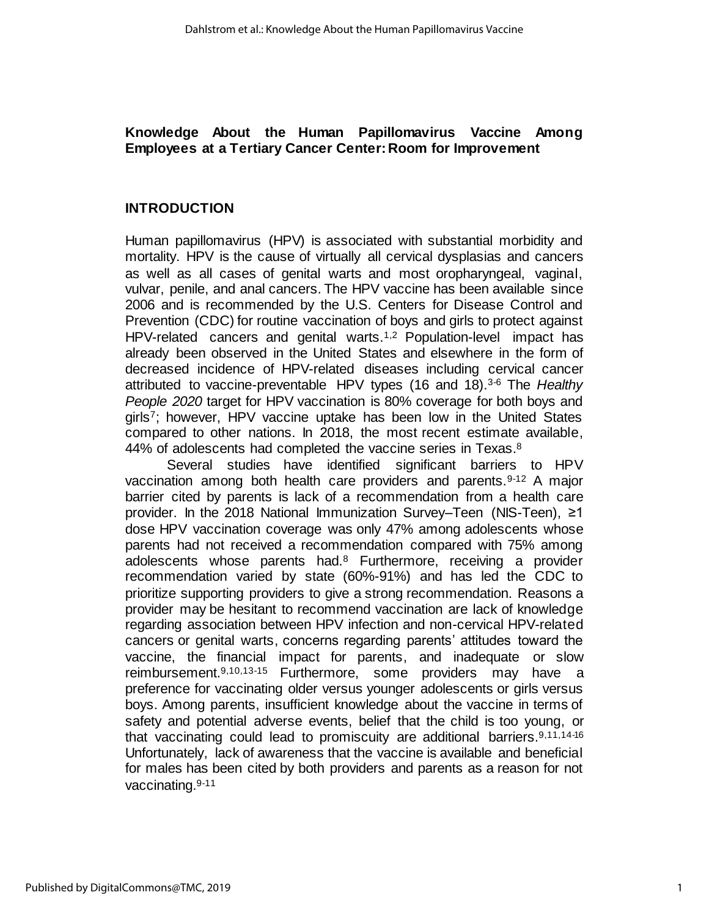**Knowledge About the Human Papillomavirus Vaccine Among Employees at a Tertiary Cancer Center: Room for Improvement**

## INTRODUCTION

Human papillomavirus (HPV) is associated with substantial morbidity and mortality. HPV is the cause of virtually all cervical dysplasias and cancers as well as all cases of genital warts and most oropharyngeal, vaginal, vulvar, penile, and anal cancers. The HPV vaccine has been available since 2006 and is recommended by the U.S. Centers for Disease Control and Prevention (CDC) for routine vaccination of boys and girls to protect against HPV-related cancers and genital warts.[1,2] Population-level impact has already been observed in the United States and elsewhere in the form of decreased incidence of HPV-related diseases including cervical cancer attributed to vaccine-preventable HPV types (16 and 18).[3-6] The *Healthy People 2020* target for HPV vaccination is 80% coverage for both boys and girls[7]; however, HPV vaccine uptake has been low in the United States compared to other nations. In 2018, the most recent estimate available, 44% of adolescents had completed the vaccine series in Texas.[8]

Several studies have identified significant barriers to HPV vaccination among both health care providers and parents.[9-12] A major barrier cited by parents is lack of a recommendation from a health care provider. In the 2018 National Immunization Survey–Teen (NIS-Teen), ≥1 dose HPV vaccination coverage was only 47% among adolescents whose parents had not received a recommendation compared with 75% among adolescents whose parents had.[8] Furthermore, receiving a provider recommendation varied by state (60%-91%) and has led the CDC to prioritize supporting providers to give a strong recommendation. Reasons a provider may be hesitant to recommend vaccination are lack of knowledge regarding association between HPV infection and non-cervical HPV-related cancers or genital warts, concerns regarding parents' attitudes toward the vaccine, the financial impact for parents, and inadequate or slow reimbursement.[9,10,13-15] Furthermore, some providers may have a preference for vaccinating older versus younger adolescents or girls versus boys. Among parents, insufficient knowledge about the vaccine in terms of safety and potential adverse events, belief that the child is too young, or that vaccinating could lead to promiscuity are additional barriers.[9,11,14-16] Unfortunately, lack of awareness that the vaccine is available and beneficial for males has been cited by both providers and parents as a reason for not vaccinating.[9-11]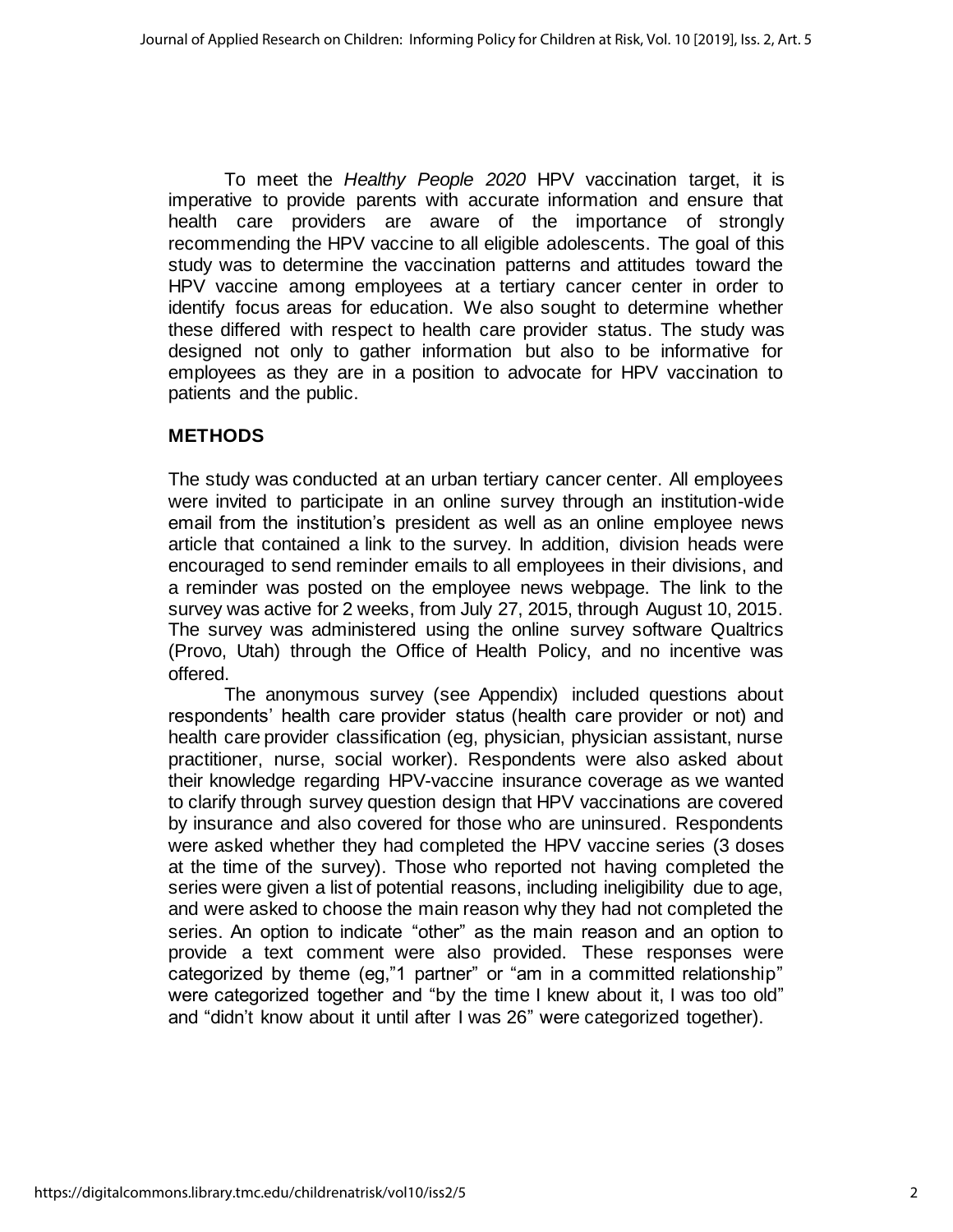To meet the *Healthy People 2020* HPV vaccination target, it is imperative to provide parents with accurate information and ensure that health care providers are aware of the importance of strongly recommending the HPV vaccine to all eligible adolescents. The goal of this study was to determine the vaccination patterns and attitudes toward the HPV vaccine among employees at a tertiary cancer center in order to identify focus areas for education. We also sought to determine whether these differed with respect to health care provider status. The study was designed not only to gather information but also to be informative for employees as they are in a position to advocate for HPV vaccination to patients and the public.

## METHODS

The study was conducted at an urban tertiary cancer center. All employees were invited to participate in an online survey through an institution-wide email from the institution's president as well as an online employee news article that contained a link to the survey. In addition, division heads were encouraged to send reminder emails to all employees in their divisions, and a reminder was posted on the employee news webpage. The link to the survey was active for 2 weeks, from July 27, 2015, through August 10, 2015. The survey was administered using the online survey software Qualtrics (Provo, Utah) through the Office of Health Policy, and no incentive was offered.

The anonymous survey (see Appendix) included questions about respondents' health care provider status (health care provider or not) and health care provider classification (eg, physician, physician assistant, nurse practitioner, nurse, social worker). Respondents were also asked about their knowledge regarding HPV-vaccine insurance coverage as we wanted to clarify through survey question design that HPV vaccinations are covered by insurance and also covered for those who are uninsured. Respondents were asked whether they had completed the HPV vaccine series (3 doses at the time of the survey). Those who reported not having completed the series were given a list of potential reasons, including ineligibility due to age, and were asked to choose the main reason why they had not completed the series. An option to indicate "other" as the main reason and an option to provide a text comment were also provided. These responses were categorized by theme (eg,"1 partner" or "am in a committed relationship" were categorized together and "by the time I knew about it, I was too old" and "didn't know about it until after I was 26" were categorized together).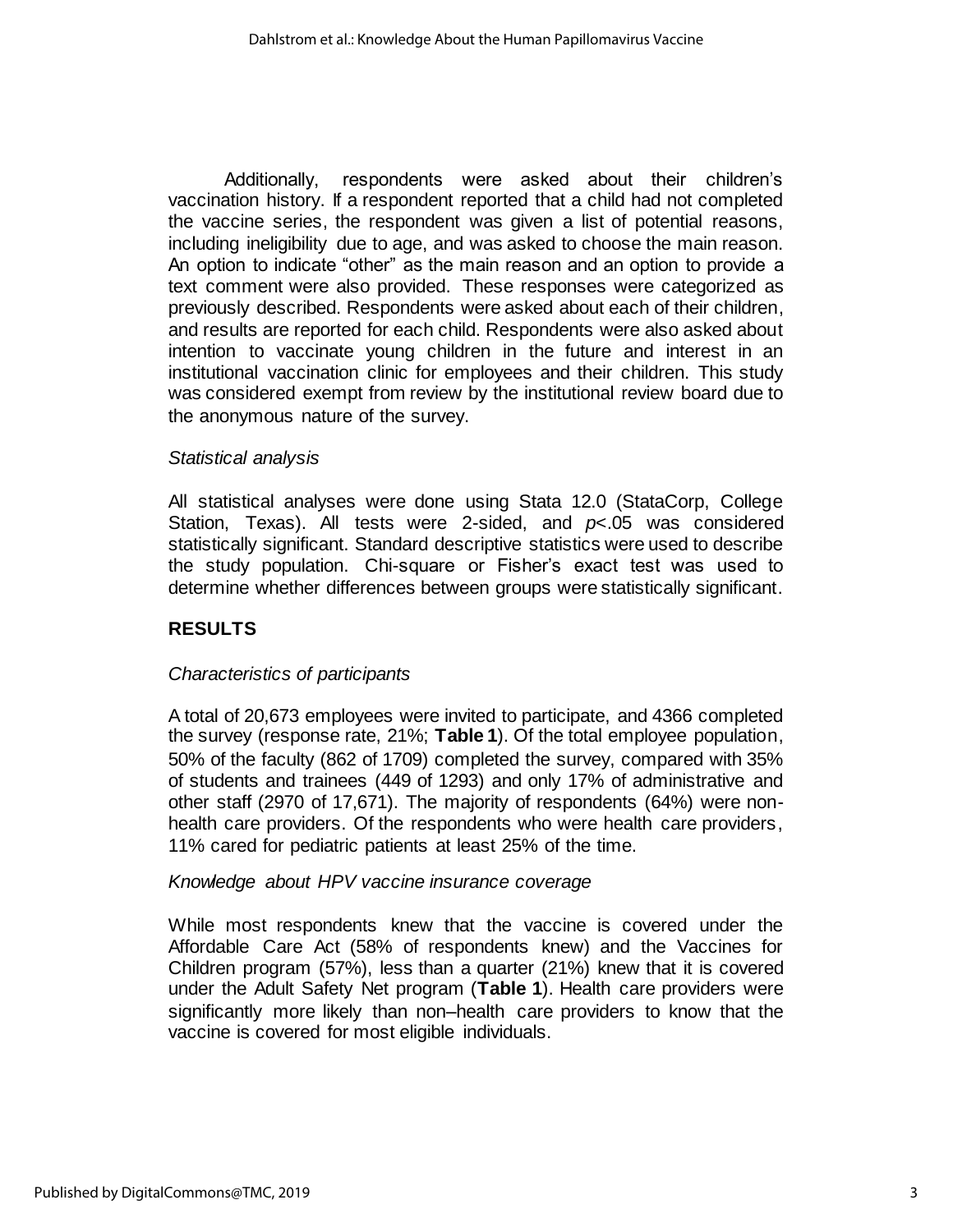Additionally, respondents were asked about their children's vaccination history. If a respondent reported that a child had not completed the vaccine series, the respondent was given a list of potential reasons, including ineligibility due to age, and was asked to choose the main reason. An option to indicate "other" as the main reason and an option to provide a text comment were also provided. These responses were categorized as previously described. Respondents were asked about each of their children, and results are reported for each child. Respondents were also asked about intention to vaccinate young children in the future and interest in an institutional vaccination clinic for employees and their children. This study was considered exempt from review by the institutional review board due to the anonymous nature of the survey.

*Statistical analysis*

All statistical analyses were done using Stata 12.0 (StataCorp, College Station, Texas). All tests were 2-sided, and $p<.05$ was considered statistically significant. Standard descriptive statistics were used to describe the study population. Chi-square or Fisher's exact test was used to determine whether differences between groups were statistically significant.

## RESULTS

*Characteristics of participants*

A total of 20,673 employees were invited to participate, and 4366 completed the survey (response rate, 21%; **Table 1**). Of the total employee population, 50% of the faculty (862 of 1709) completed the survey, compared with 35% of students and trainees (449 of 1293) and only 17% of administrative and other staff (2970 of 17,671). The majority of respondents (64%) were non-health care providers. Of the respondents who were health care providers, 11% cared for pediatric patients at least 25% of the time.

*Knowledge about HPV vaccine insurance coverage*

While most respondents knew that the vaccine is covered under the Affordable Care Act (58% of respondents knew) and the Vaccines for Children program (57%), less than a quarter (21%) knew that it is covered under the Adult Safety Net program (**Table 1**). Health care providers were significantly more likely than non–health care providers to know that the vaccine is covered for most eligible individuals.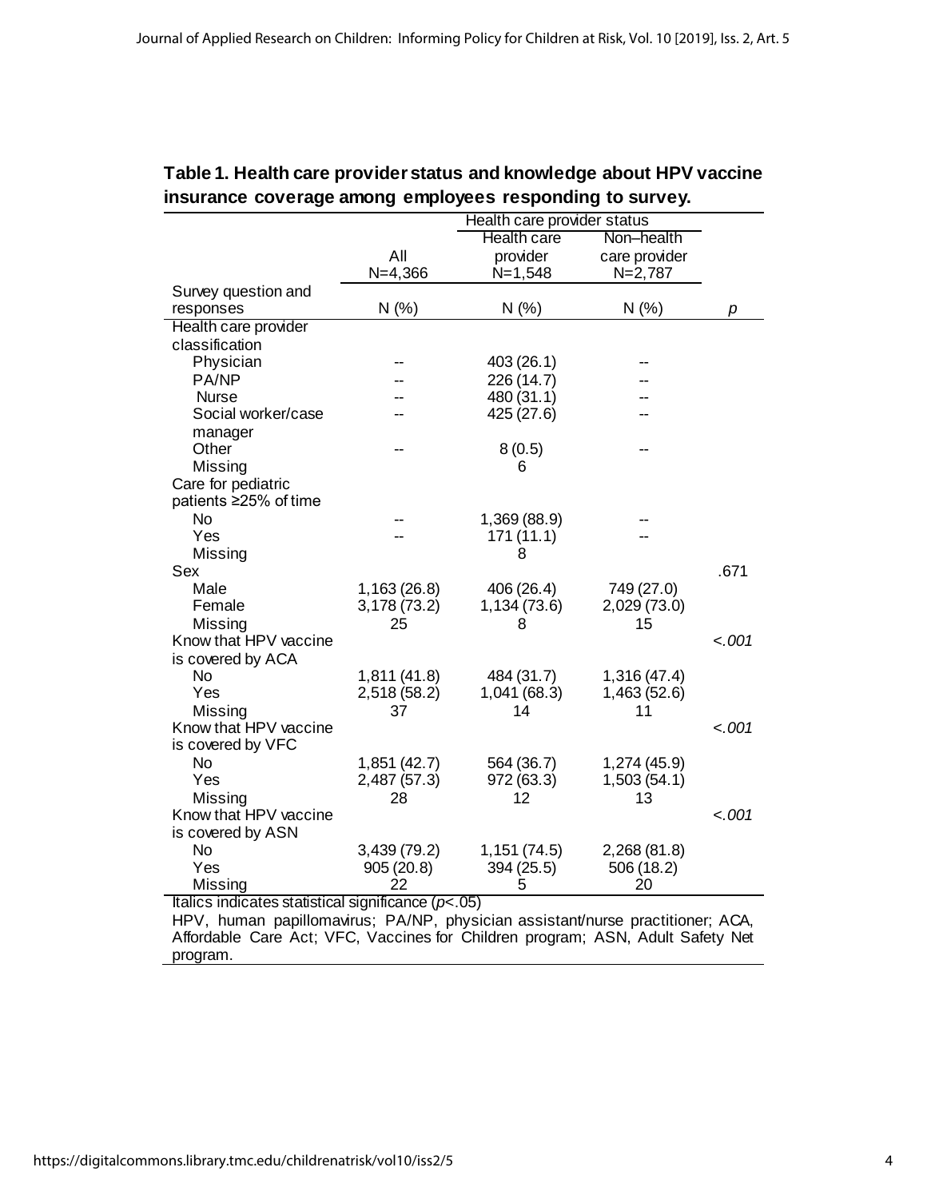**Table 1. Health care provider status and knowledge about HPV vaccine insurance coverage among employees responding to survey.**

| | | Health care provider status | | |
|---|---|---|---|---|
| | All N=4,366 | Health care provider N=1,548 | Non–health care provider N=2,787 | |
| Survey question and responses | N (%) | N (%) | N (%) | *p* |
| Health care provider classification | | | | |
| Physician | -- | 403 (26.1) | -- | |
| PA/NP | -- | 226 (14.7) | -- | |
| Nurse | -- | 480 (31.1) | -- | |
| Social worker/case manager | -- | 425 (27.6) | -- | |
| Other | -- | 8 (0.5) | -- | |
| Missing | | 6 | | |
| Care for pediatric patients ≥25% of time | | | | |
| No | -- | 1,369 (88.9) | -- | |
| Yes | -- | 171 (11.1) | -- | |
| Missing | | 8 | | |
| Sex | | | | .671 |
| Male | 1,163 (26.8) | 406 (26.4) | 749 (27.0) | |
| Female | 3,178 (73.2) | 1,134 (73.6) | 2,029 (73.0) | |
| Missing | 25 | 8 | 15 | |
| Know that HPV vaccine is covered by ACA | | | | *<.001* |
| No | 1,811 (41.8) | 484 (31.7) | 1,316 (47.4) | |
| Yes | 2,518 (58.2) | 1,041 (68.3) | 1,463 (52.6) | |
| Missing | 37 | 14 | 11 | |
| Know that HPV vaccine is covered by VFC | | | | *<.001* |
| No | 1,851 (42.7) | 564 (36.7) | 1,274 (45.9) | |
| Yes | 2,487 (57.3) | 972 (63.3) | 1,503 (54.1) | |
| Missing | 28 | 12 | 13 | |
| Know that HPV vaccine is covered by ASN | | | | *<.001* |
| No | 3,439 (79.2) | 1,151 (74.5) | 2,268 (81.8) | |
| Yes | 905 (20.8) | 394 (25.5) | 506 (18.2) | |
| Missing | 22 | 5 | 20 | |

Italics indicates statistical significance ($p<.05$)

HPV, human papillomavirus; PA/NP, physician assistant/nurse practitioner; ACA, Affordable Care Act; VFC, Vaccines for Children program; ASN, Adult Safety Net program.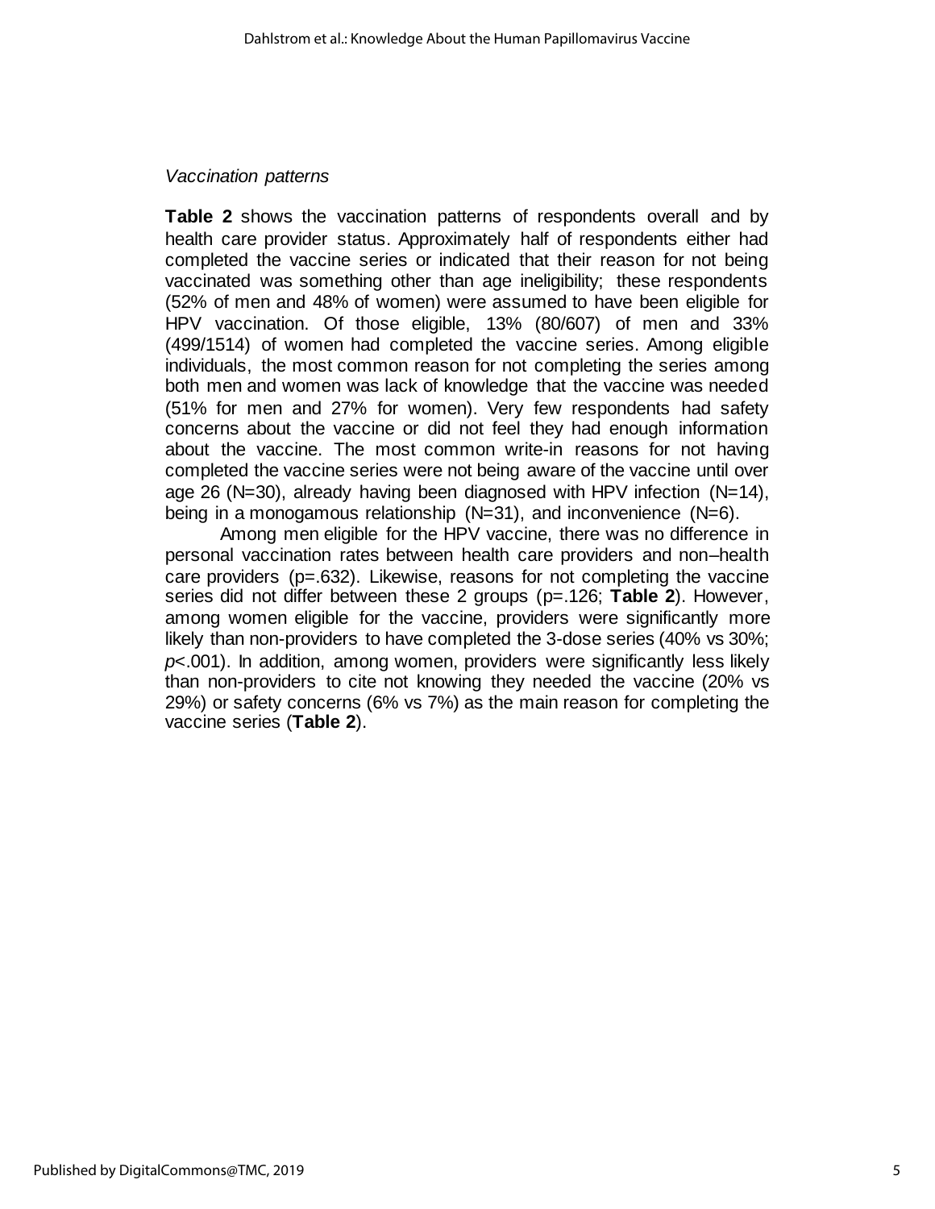*Vaccination patterns*

**Table 2** shows the vaccination patterns of respondents overall and by health care provider status. Approximately half of respondents either had completed the vaccine series or indicated that their reason for not being vaccinated was something other than age ineligibility; these respondents (52% of men and 48% of women) were assumed to have been eligible for HPV vaccination. Of those eligible, 13% (80/607) of men and 33% (499/1514) of women had completed the vaccine series. Among eligible individuals, the most common reason for not completing the series among both men and women was lack of knowledge that the vaccine was needed (51% for men and 27% for women). Very few respondents had safety concerns about the vaccine or did not feel they had enough information about the vaccine. The most common write-in reasons for not having completed the vaccine series were not being aware of the vaccine until over age 26 (N=30), already having been diagnosed with HPV infection (N=14), being in a monogamous relationship (N=31), and inconvenience (N=6).

Among men eligible for the HPV vaccine, there was no difference in personal vaccination rates between health care providers and non–health care providers (p=.632). Likewise, reasons for not completing the vaccine series did not differ between these 2 groups (p=.126; **Table 2**). However, among women eligible for the vaccine, providers were significantly more likely than non-providers to have completed the 3-dose series (40% vs 30%; $p<.001$). In addition, among women, providers were significantly less likely than non-providers to cite not knowing they needed the vaccine (20% vs 29%) or safety concerns (6% vs 7%) as the main reason for completing the vaccine series (**Table 2**).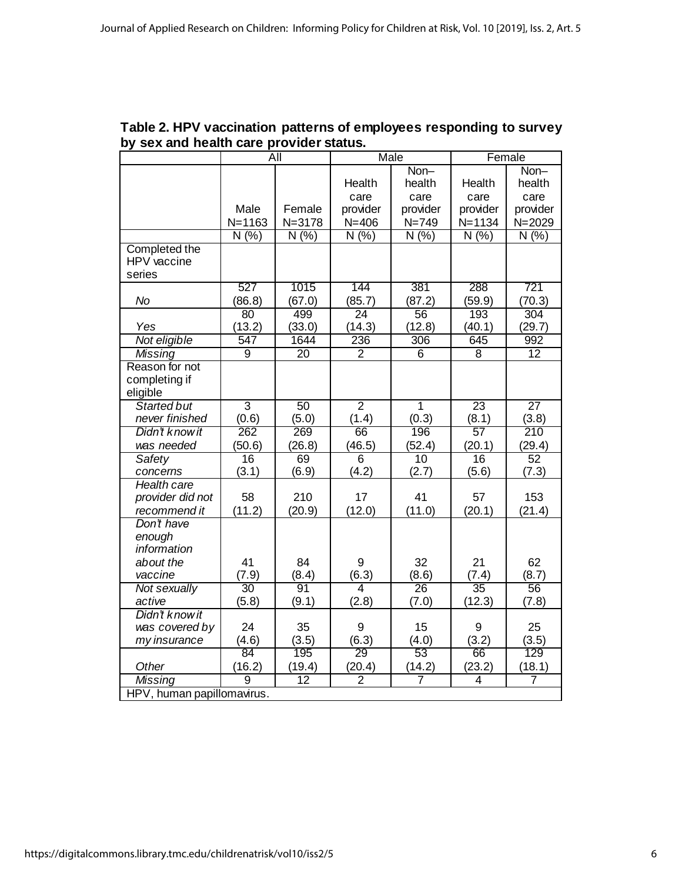**Table 2. HPV vaccination patterns of employees responding to survey by sex and health care provider status.**

| | All | | Male | | Female | |
|---|---|---|---|---|---|---|
| | Male N=1163 | Female N=3178 | Health care provider N=406 | Non–health care provider N=749 | Health care provider N=1134 | Non–health care provider N=2029 |
| | N (%) | N (%) | N (%) | N (%) | N (%) | N (%) |
| Completed the HPV vaccine series | | | | | | |
| *No* | 527 (86.8) | 1015 (67.0) | 144 (85.7) | 381 (87.2) | 288 (59.9) | 721 (70.3) |
| *Yes* | 80 (13.2) | 499 (33.0) | 24 (14.3) | 56 (12.8) | 193 (40.1) | 304 (29.7) |
| *Not eligible* | 547 | 1644 | 236 | 306 | 645 | 992 |
| *Missing* | 9 | 20 | 2 | 6 | 8 | 12 |
| Reason for not completing if eligible | | | | | | |
| *Started but never finished* | 3 (0.6) | 50 (5.0) | 2 (1.4) | 1 (0.3) | 23 (8.1) | 27 (3.8) |
| *Didn't know it was needed* | 262 (50.6) | 269 (26.8) | 66 (46.5) | 196 (52.4) | 57 (20.1) | 210 (29.4) |
| *Safety concerns* | 16 (3.1) | 69 (6.9) | 6 (4.2) | 10 (2.7) | 16 (5.6) | 52 (7.3) |
| *Health care provider did not recommend it* | 58 (11.2) | 210 (20.9) | 17 (12.0) | 41 (11.0) | 57 (20.1) | 153 (21.4) |
| *Don't have enough information about the vaccine* | 41 (7.9) | 84 (8.4) | 9 (6.3) | 32 (8.6) | 21 (7.4) | 62 (8.7) |
| *Not sexually active* | 30 (5.8) | 91 (9.1) | 4 (2.8) | 26 (7.0) | 35 (12.3) | 56 (7.8) |
| *Didn't know it was covered by my insurance* | 24 (4.6) | 35 (3.5) | 9 (6.3) | 15 (4.0) | 9 (3.2) | 25 (3.5) |
| *Other* | 84 (16.2) | 195 (19.4) | 29 (20.4) | 53 (14.2) | 66 (23.2) | 129 (18.1) |
| *Missing* | 9 | 12 | 2 | 7 | 4 | 7 |

HPV, human papillomavirus.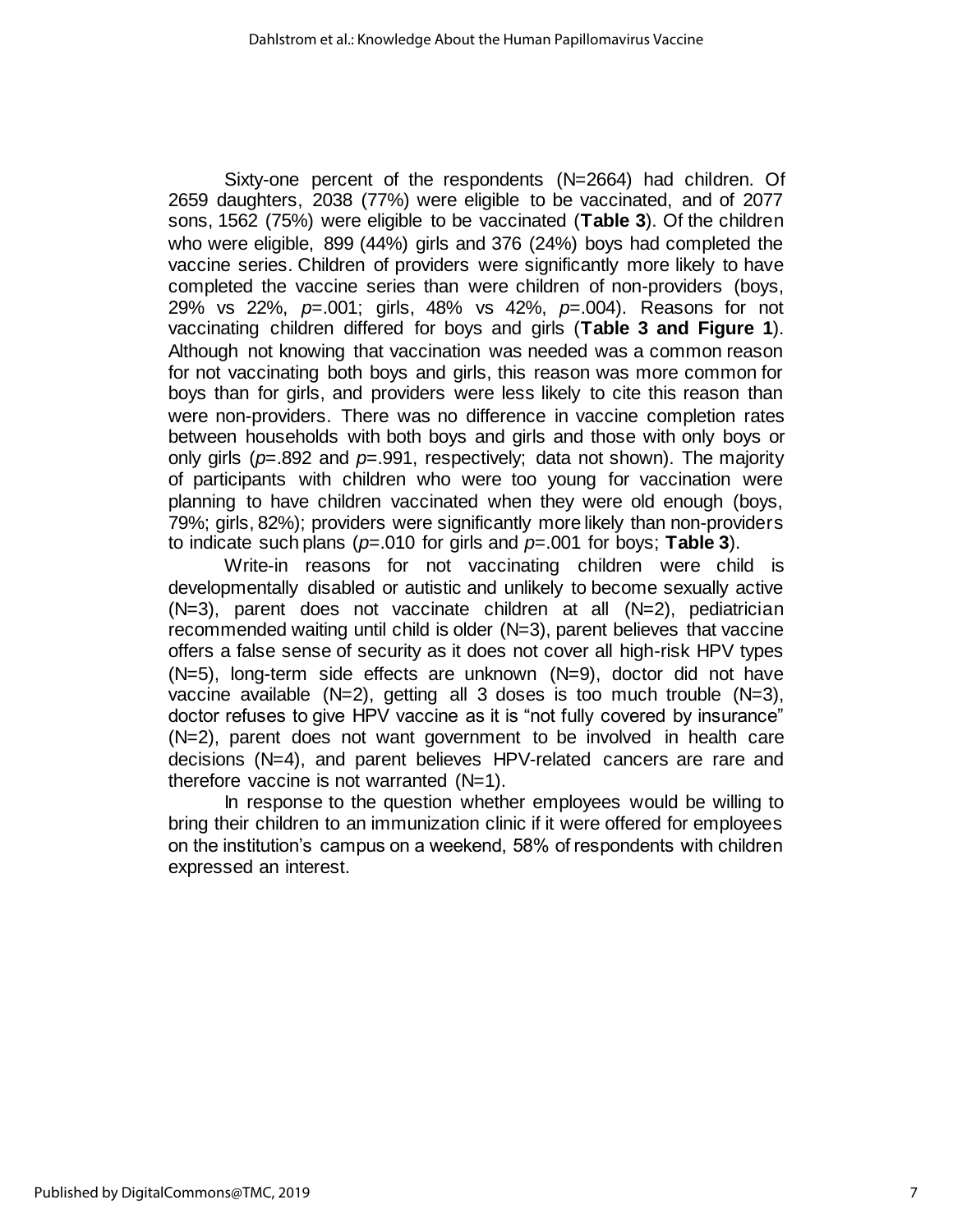Sixty-one percent of the respondents (N=2664) had children. Of 2659 daughters, 2038 (77%) were eligible to be vaccinated, and of 2077 sons, 1562 (75%) were eligible to be vaccinated (**Table 3**). Of the children who were eligible, 899 (44%) girls and 376 (24%) boys had completed the vaccine series. Children of providers were significantly more likely to have completed the vaccine series than were children of non-providers (boys, 29% vs 22%, *p*=.001; girls, 48% vs 42%, *p*=.004). Reasons for not vaccinating children differed for boys and girls (**Table 3 and Figure 1**). Although not knowing that vaccination was needed was a common reason for not vaccinating both boys and girls, this reason was more common for boys than for girls, and providers were less likely to cite this reason than were non-providers. There was no difference in vaccine completion rates between households with both boys and girls and those with only boys or only girls (*p*=.892 and *p*=.991, respectively; data not shown). The majority of participants with children who were too young for vaccination were planning to have children vaccinated when they were old enough (boys, 79%; girls, 82%); providers were significantly more likely than non-providers to indicate such plans (*p*=.010 for girls and *p*=.001 for boys; **Table 3**).

Write-in reasons for not vaccinating children were child is developmentally disabled or autistic and unlikely to become sexually active (N=3), parent does not vaccinate children at all (N=2), pediatrician recommended waiting until child is older (N=3), parent believes that vaccine offers a false sense of security as it does not cover all high-risk HPV types (N=5), long-term side effects are unknown (N=9), doctor did not have vaccine available (N=2), getting all 3 doses is too much trouble (N=3), doctor refuses to give HPV vaccine as it is "not fully covered by insurance" (N=2), parent does not want government to be involved in health care decisions (N=4), and parent believes HPV-related cancers are rare and therefore vaccine is not warranted (N=1).

In response to the question whether employees would be willing to bring their children to an immunization clinic if it were offered for employees on the institution's campus on a weekend, 58% of respondents with children expressed an interest.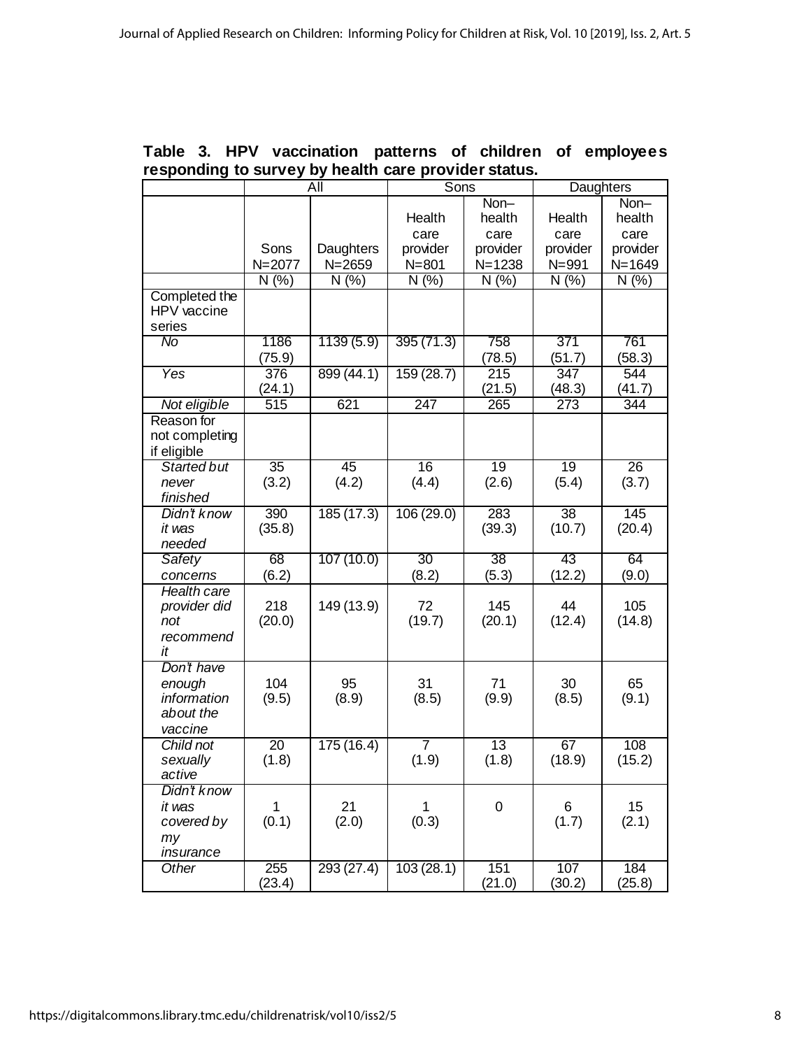**Table 3. HPV vaccination patterns of children of employees responding to survey by health care provider status.**

| | All | | Sons | | Daughters | |
|---|---|---|---|---|---|---|
| | Sons N=2077 | Daughters N=2659 | Health care provider N=801 | Non–health care provider N=1238 | Health care provider N=991 | Non–health care provider N=1649 |
| | N (%) | N (%) | N (%) | N (%) | N (%) | N (%) |
| Completed the HPV vaccine series | | | | | | |
| *No* | 1186 (75.9) | 1139 (5.9) | 395 (71.3) | 758 (78.5) | 371 (51.7) | 761 (58.3) |
| *Yes* | 376 (24.1) | 899 (44.1) | 159 (28.7) | 215 (21.5) | 347 (48.3) | 544 (41.7) |
| *Not eligible* | 515 | 621 | 247 | 265 | 273 | 344 |
| Reason for not completing if eligible | | | | | | |
| *Started but never finished* | 35 (3.2) | 45 (4.2) | 16 (4.4) | 19 (2.6) | 19 (5.4) | 26 (3.7) |
| *Didn't know it was needed* | 390 (35.8) | 185 (17.3) | 106 (29.0) | 283 (39.3) | 38 (10.7) | 145 (20.4) |
| *Safety concerns* | 68 (6.2) | 107 (10.0) | 30 (8.2) | 38 (5.3) | 43 (12.2) | 64 (9.0) |
| *Health care provider did not recommend it* | 218 (20.0) | 149 (13.9) | 72 (19.7) | 145 (20.1) | 44 (12.4) | 105 (14.8) |
| *Don't have enough information about the vaccine* | 104 (9.5) | 95 (8.9) | 31 (8.5) | 71 (9.9) | 30 (8.5) | 65 (9.1) |
| *Child not sexually active* | 20 (1.8) | 175 (16.4) | 7 (1.9) | 13 (1.8) | 67 (18.9) | 108 (15.2) |
| *Didn't know it was covered by my insurance* | 1 (0.1) | 21 (2.0) | 1 (0.3) | 0 | 6 (1.7) | 15 (2.1) |
| *Other* | 255 (23.4) | 293 (27.4) | 103 (28.1) | 151 (21.0) | 107 (30.2) | 184 (25.8) |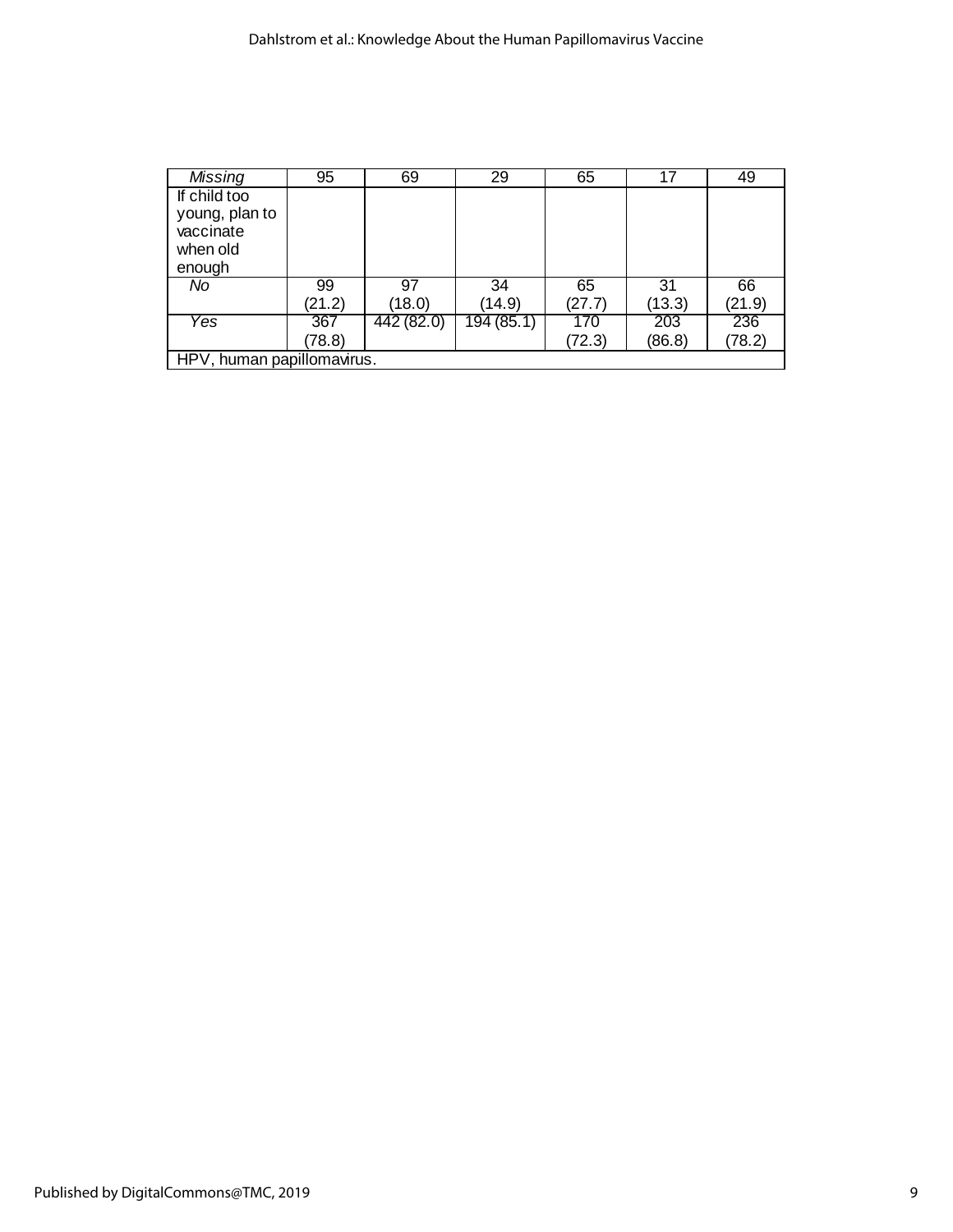| | | | | | | |
|---|---|---|---|---|---|---|
| *Missing* | 95 | 69 | 29 | 65 | 17 | 49 |
| If child too young, plan to vaccinate when old enough | | | | | | |
| *No* | 99 (21.2) | 97 (18.0) | 34 (14.9) | 65 (27.7) | 31 (13.3) | 66 (21.9) |
| *Yes* | 367 (78.8) | 442 (82.0) | 194 (85.1) | 170 (72.3) | 203 (86.8) | 236 (78.2) |

HPV, human papillomavirus.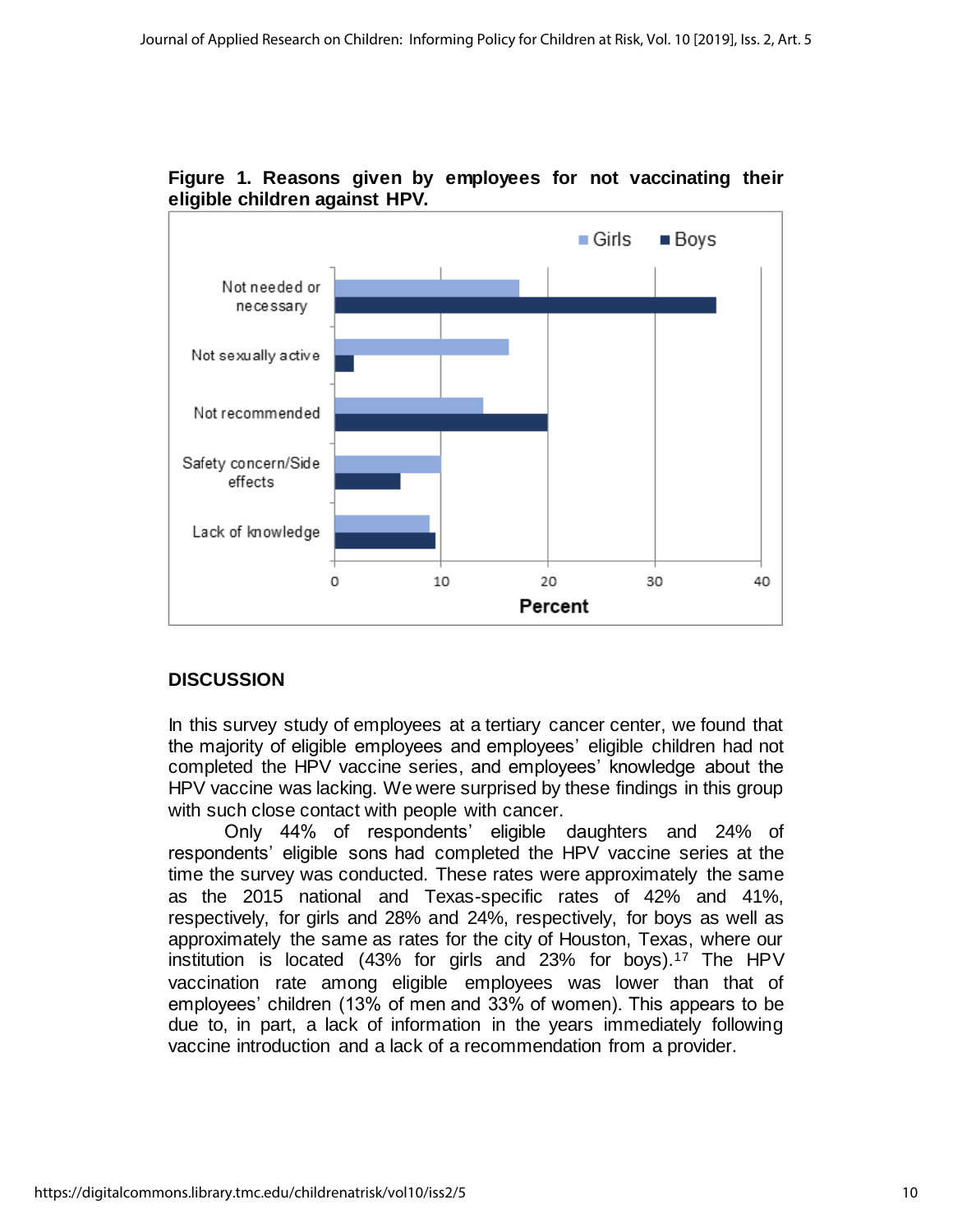**Figure 1. Reasons given by employees for not vaccinating their eligible children against HPV.**

## DISCUSSION

In this survey study of employees at a tertiary cancer center, we found that the majority of eligible employees and employees' eligible children had not completed the HPV vaccine series, and employees' knowledge about the HPV vaccine was lacking. We were surprised by these findings in this group with such close contact with people with cancer.

Only 44% of respondents' eligible daughters and 24% of respondents' eligible sons had completed the HPV vaccine series at the time the survey was conducted. These rates were approximately the same as the 2015 national and Texas-specific rates of 42% and 41%, respectively, for girls and 28% and 24%, respectively, for boys as well as approximately the same as rates for the city of Houston, Texas, where our institution is located (43% for girls and 23% for boys).[17] The HPV vaccination rate among eligible employees was lower than that of employees' children (13% of men and 33% of women). This appears to be due to, in part, a lack of information in the years immediately following vaccine introduction and a lack of a recommendation from a provider.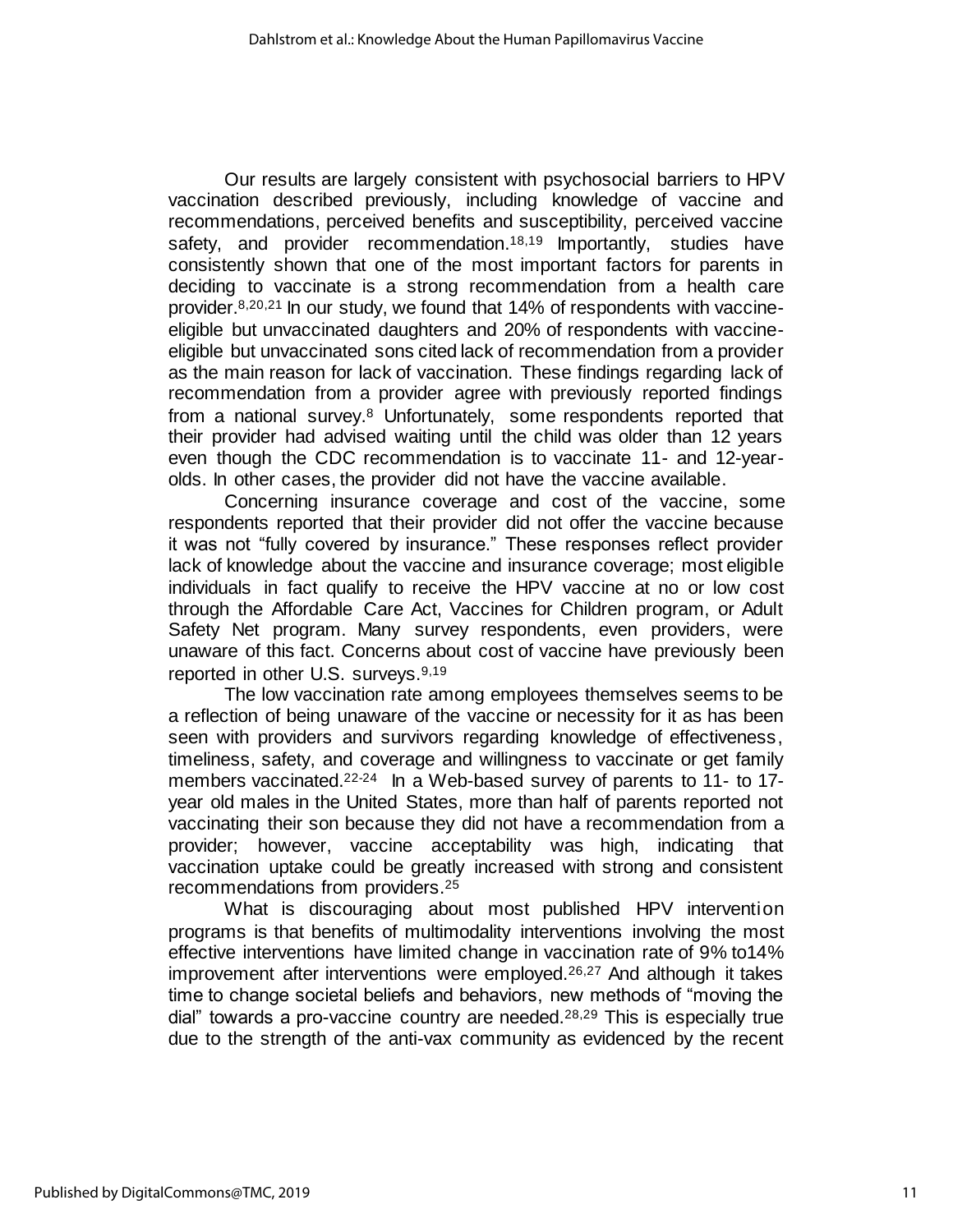Our results are largely consistent with psychosocial barriers to HPV vaccination described previously, including knowledge of vaccine and recommendations, perceived benefits and susceptibility, perceived vaccine safety, and provider recommendation.[18,19] Importantly, studies have consistently shown that one of the most important factors for parents in deciding to vaccinate is a strong recommendation from a health care provider.[8,20,21] In our study, we found that 14% of respondents with vaccine-eligible but unvaccinated daughters and 20% of respondents with vaccine-eligible but unvaccinated sons cited lack of recommendation from a provider as the main reason for lack of vaccination. These findings regarding lack of recommendation from a provider agree with previously reported findings from a national survey.[8] Unfortunately, some respondents reported that their provider had advised waiting until the child was older than 12 years even though the CDC recommendation is to vaccinate 11- and 12-year-olds. In other cases, the provider did not have the vaccine available.

Concerning insurance coverage and cost of the vaccine, some respondents reported that their provider did not offer the vaccine because it was not "fully covered by insurance." These responses reflect provider lack of knowledge about the vaccine and insurance coverage; most eligible individuals in fact qualify to receive the HPV vaccine at no or low cost through the Affordable Care Act, Vaccines for Children program, or Adult Safety Net program. Many survey respondents, even providers, were unaware of this fact. Concerns about cost of vaccine have previously been reported in other U.S. surveys.[9,19]

The low vaccination rate among employees themselves seems to be a reflection of being unaware of the vaccine or necessity for it as has been seen with providers and survivors regarding knowledge of effectiveness, timeliness, safety, and coverage and willingness to vaccinate or get family members vaccinated.[22-24] In a Web-based survey of parents to 11- to 17-year old males in the United States, more than half of parents reported not vaccinating their son because they did not have a recommendation from a provider; however, vaccine acceptability was high, indicating that vaccination uptake could be greatly increased with strong and consistent recommendations from providers.[25]

What is discouraging about most published HPV intervention programs is that benefits of multimodality interventions involving the most effective interventions have limited change in vaccination rate of 9% to14% improvement after interventions were employed.[26,27] And although it takes time to change societal beliefs and behaviors, new methods of "moving the dial" towards a pro-vaccine country are needed.[28,29] This is especially true due to the strength of the anti-vax community as evidenced by the recent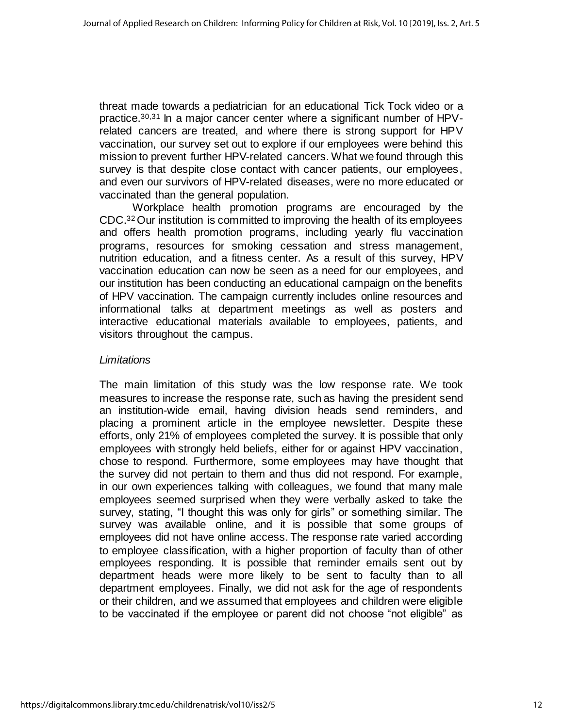threat made towards a pediatrician for an educational Tick Tock video or a practice.[30,31] In a major cancer center where a significant number of HPV-related cancers are treated, and where there is strong support for HPV vaccination, our survey set out to explore if our employees were behind this mission to prevent further HPV-related cancers. What we found through this survey is that despite close contact with cancer patients, our employees, and even our survivors of HPV-related diseases, were no more educated or vaccinated than the general population.

Workplace health promotion programs are encouraged by the CDC.[32] Our institution is committed to improving the health of its employees and offers health promotion programs, including yearly flu vaccination programs, resources for smoking cessation and stress management, nutrition education, and a fitness center. As a result of this survey, HPV vaccination education can now be seen as a need for our employees, and our institution has been conducting an educational campaign on the benefits of HPV vaccination. The campaign currently includes online resources and informational talks at department meetings as well as posters and interactive educational materials available to employees, patients, and visitors throughout the campus.

### *Limitations*

The main limitation of this study was the low response rate. We took measures to increase the response rate, such as having the president send an institution-wide email, having division heads send reminders, and placing a prominent article in the employee newsletter. Despite these efforts, only 21% of employees completed the survey. It is possible that only employees with strongly held beliefs, either for or against HPV vaccination, chose to respond. Furthermore, some employees may have thought that the survey did not pertain to them and thus did not respond. For example, in our own experiences talking with colleagues, we found that many male employees seemed surprised when they were verbally asked to take the survey, stating, "I thought this was only for girls" or something similar. The survey was available online, and it is possible that some groups of employees did not have online access. The response rate varied according to employee classification, with a higher proportion of faculty than of other employees responding. It is possible that reminder emails sent out by department heads were more likely to be sent to faculty than to all department employees. Finally, we did not ask for the age of respondents or their children, and we assumed that employees and children were eligible to be vaccinated if the employee or parent did not choose "not eligible" as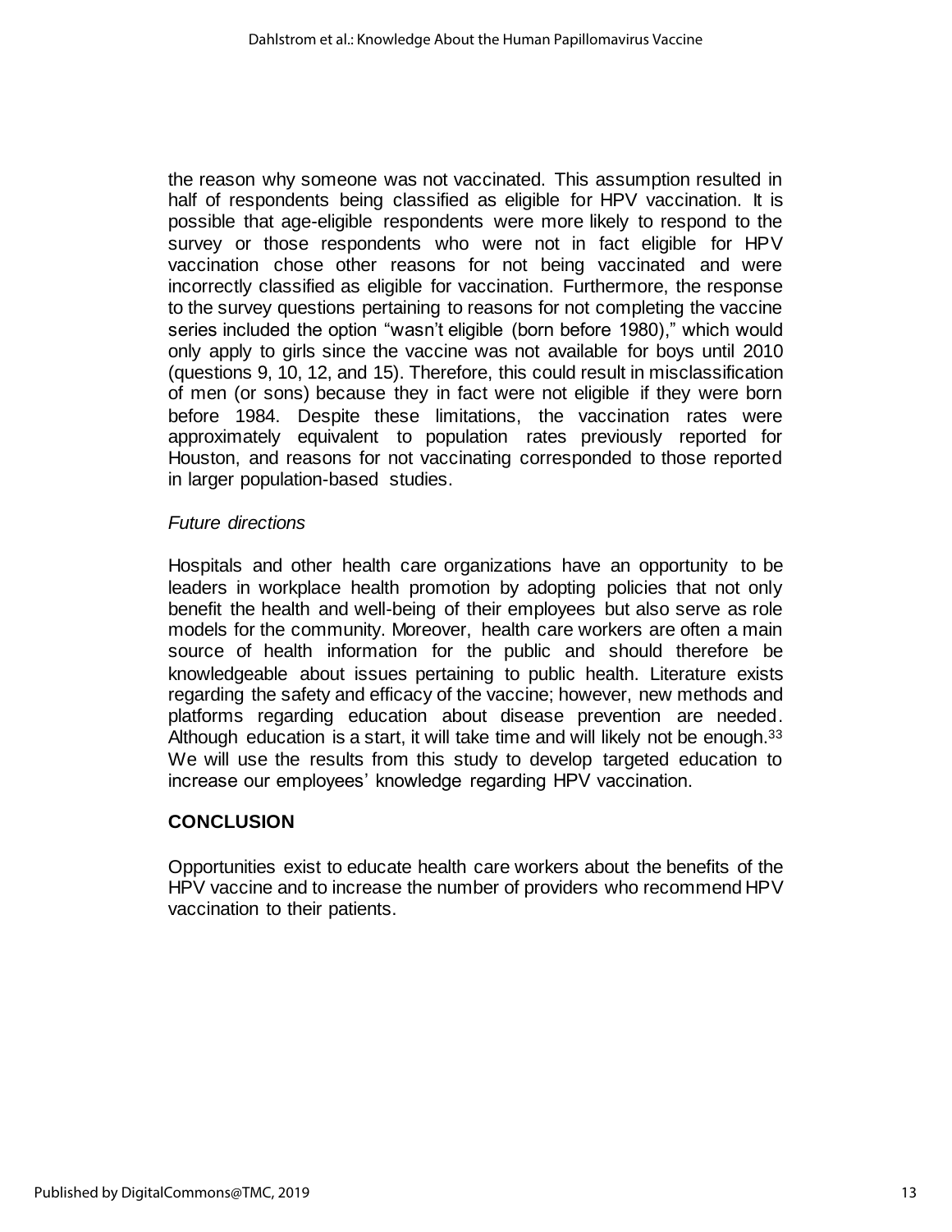the reason why someone was not vaccinated. This assumption resulted in half of respondents being classified as eligible for HPV vaccination. It is possible that age-eligible respondents were more likely to respond to the survey or those respondents who were not in fact eligible for HPV vaccination chose other reasons for not being vaccinated and were incorrectly classified as eligible for vaccination. Furthermore, the response to the survey questions pertaining to reasons for not completing the vaccine series included the option "wasn't eligible (born before 1980)," which would only apply to girls since the vaccine was not available for boys until 2010 (questions 9, 10, 12, and 15). Therefore, this could result in misclassification of men (or sons) because they in fact were not eligible if they were born before 1984. Despite these limitations, the vaccination rates were approximately equivalent to population rates previously reported for Houston, and reasons for not vaccinating corresponded to those reported in larger population-based studies.

### *Future directions*

Hospitals and other health care organizations have an opportunity to be leaders in workplace health promotion by adopting policies that not only benefit the health and well-being of their employees but also serve as role models for the community. Moreover, health care workers are often a main source of health information for the public and should therefore be knowledgeable about issues pertaining to public health. Literature exists regarding the safety and efficacy of the vaccine; however, new methods and platforms regarding education about disease prevention are needed. Although education is a start, it will take time and will likely not be enough.[33] We will use the results from this study to develop targeted education to increase our employees' knowledge regarding HPV vaccination.

## **CONCLUSION**

Opportunities exist to educate health care workers about the benefits of the HPV vaccine and to increase the number of providers who recommend HPV vaccination to their patients.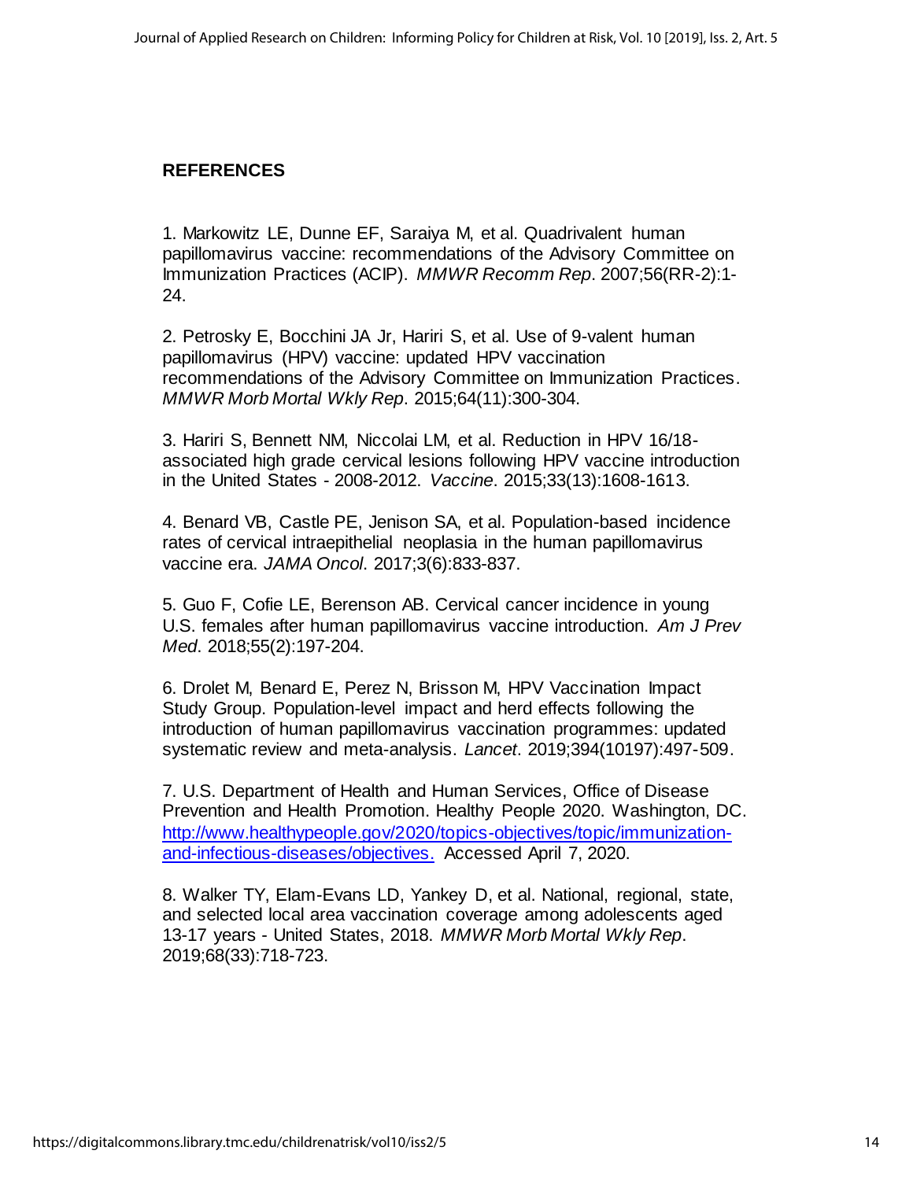## REFERENCES

1. Markowitz LE, Dunne EF, Saraiya M, et al. Quadrivalent human papillomavirus vaccine: recommendations of the Advisory Committee on Immunization Practices (ACIP). *MMWR Recomm Rep*. 2007;56(RR-2):1-24.

2. Petrosky E, Bocchini JA Jr, Hariri S, et al. Use of 9-valent human papillomavirus (HPV) vaccine: updated HPV vaccination recommendations of the Advisory Committee on Immunization Practices. *MMWR Morb Mortal Wkly Rep*. 2015;64(11):300-304.

3. Hariri S, Bennett NM, Niccolai LM, et al. Reduction in HPV 16/18-associated high grade cervical lesions following HPV vaccine introduction in the United States - 2008-2012. *Vaccine*. 2015;33(13):1608-1613.

4. Benard VB, Castle PE, Jenison SA, et al. Population-based incidence rates of cervical intraepithelial neoplasia in the human papillomavirus vaccine era. *JAMA Oncol*. 2017;3(6):833-837.

5. Guo F, Cofie LE, Berenson AB. Cervical cancer incidence in young U.S. females after human papillomavirus vaccine introduction. *Am J Prev Med*. 2018;55(2):197-204.

6. Drolet M, Benard E, Perez N, Brisson M, HPV Vaccination Impact Study Group. Population-level impact and herd effects following the introduction of human papillomavirus vaccination programmes: updated systematic review and meta-analysis. *Lancet*. 2019;394(10197):497-509.

7. U.S. Department of Health and Human Services, Office of Disease Prevention and Health Promotion. Healthy People 2020. Washington, DC. [http://www.healthypeople.gov/2020/topics-objectives/topic/immunization-and-infectious-diseases/objectives.](http://www.healthypeople.gov/2020/topics-objectives/topic/immunization-and-infectious-diseases/objectives) Accessed April 7, 2020.

8. Walker TY, Elam-Evans LD, Yankey D, et al. National, regional, state, and selected local area vaccination coverage among adolescents aged 13-17 years - United States, 2018. *MMWR Morb Mortal Wkly Rep*. 2019;68(33):718-723.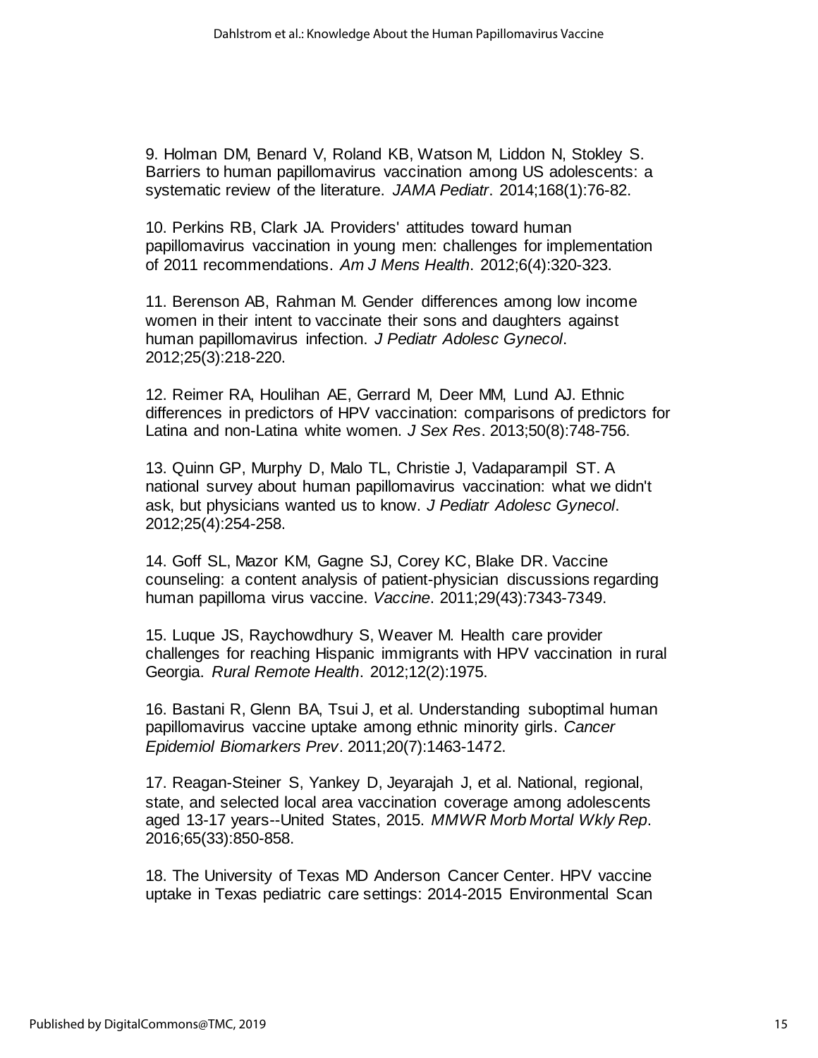9. Holman DM, Benard V, Roland KB, Watson M, Liddon N, Stokley S. Barriers to human papillomavirus vaccination among US adolescents: a systematic review of the literature. *JAMA Pediatr*. 2014;168(1):76-82.

10. Perkins RB, Clark JA. Providers' attitudes toward human papillomavirus vaccination in young men: challenges for implementation of 2011 recommendations. *Am J Mens Health*. 2012;6(4):320-323.

11. Berenson AB, Rahman M. Gender differences among low income women in their intent to vaccinate their sons and daughters against human papillomavirus infection. *J Pediatr Adolesc Gynecol*. 2012;25(3):218-220.

12. Reimer RA, Houlihan AE, Gerrard M, Deer MM, Lund AJ. Ethnic differences in predictors of HPV vaccination: comparisons of predictors for Latina and non-Latina white women. *J Sex Res*. 2013;50(8):748-756.

13. Quinn GP, Murphy D, Malo TL, Christie J, Vadaparampil ST. A national survey about human papillomavirus vaccination: what we didn't ask, but physicians wanted us to know. *J Pediatr Adolesc Gynecol*. 2012;25(4):254-258.

14. Goff SL, Mazor KM, Gagne SJ, Corey KC, Blake DR. Vaccine counseling: a content analysis of patient-physician discussions regarding human papilloma virus vaccine. *Vaccine*. 2011;29(43):7343-7349.

15. Luque JS, Raychowdhury S, Weaver M. Health care provider challenges for reaching Hispanic immigrants with HPV vaccination in rural Georgia. *Rural Remote Health*. 2012;12(2):1975.

16. Bastani R, Glenn BA, Tsui J, et al. Understanding suboptimal human papillomavirus vaccine uptake among ethnic minority girls. *Cancer Epidemiol Biomarkers Prev*. 2011;20(7):1463-1472.

17. Reagan-Steiner S, Yankey D, Jeyarajah J, et al. National, regional, state, and selected local area vaccination coverage among adolescents aged 13-17 years--United States, 2015. *MMWR Morb Mortal Wkly Rep*. 2016;65(33):850-858.

18. The University of Texas MD Anderson Cancer Center. HPV vaccine uptake in Texas pediatric care settings: 2014-2015 Environmental Scan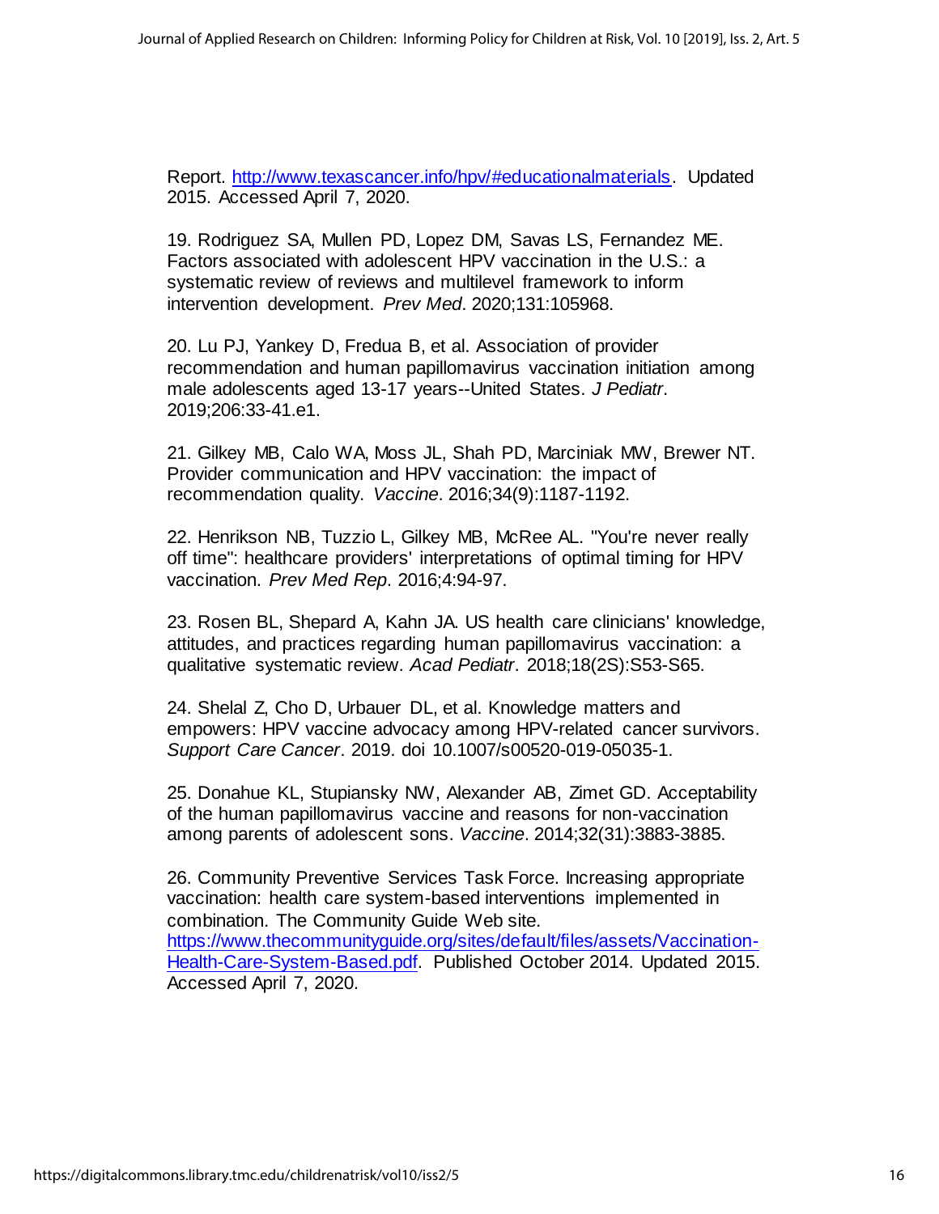Report. [http://www.texascancer.info/hpv/#educationalmaterials](http://www.texascancer.info/hpv/#educationalmaterials). Updated 2015. Accessed April 7, 2020.

19. Rodriguez SA, Mullen PD, Lopez DM, Savas LS, Fernandez ME. Factors associated with adolescent HPV vaccination in the U.S.: a systematic review of reviews and multilevel framework to inform intervention development. *Prev Med*. 2020;131:105968.

20. Lu PJ, Yankey D, Fredua B, et al. Association of provider recommendation and human papillomavirus vaccination initiation among male adolescents aged 13-17 years--United States. *J Pediatr*. 2019;206:33-41.e1.

21. Gilkey MB, Calo WA, Moss JL, Shah PD, Marciniak MW, Brewer NT. Provider communication and HPV vaccination: the impact of recommendation quality. *Vaccine*. 2016;34(9):1187-1192.

22. Henrikson NB, Tuzzio L, Gilkey MB, McRee AL. "You're never really off time": healthcare providers' interpretations of optimal timing for HPV vaccination. *Prev Med Rep*. 2016;4:94-97.

23. Rosen BL, Shepard A, Kahn JA. US health care clinicians' knowledge, attitudes, and practices regarding human papillomavirus vaccination: a qualitative systematic review. *Acad Pediatr*. 2018;18(2S):S53-S65.

24. Shelal Z, Cho D, Urbauer DL, et al. Knowledge matters and empowers: HPV vaccine advocacy among HPV-related cancer survivors. *Support Care Cancer*. 2019. doi 10.1007/s00520-019-05035-1.

25. Donahue KL, Stupiansky NW, Alexander AB, Zimet GD. Acceptability of the human papillomavirus vaccine and reasons for non-vaccination among parents of adolescent sons. *Vaccine*. 2014;32(31):3883-3885.

26. Community Preventive Services Task Force. Increasing appropriate vaccination: health care system-based interventions implemented in combination. The Community Guide Web site. [https://www.thecommunityguide.org/sites/default/files/assets/Vaccination-Health-Care-System-Based.pdf](https://www.thecommunityguide.org/sites/default/files/assets/Vaccination-Health-Care-System-Based.pdf). Published October 2014. Updated 2015. Accessed April 7, 2020.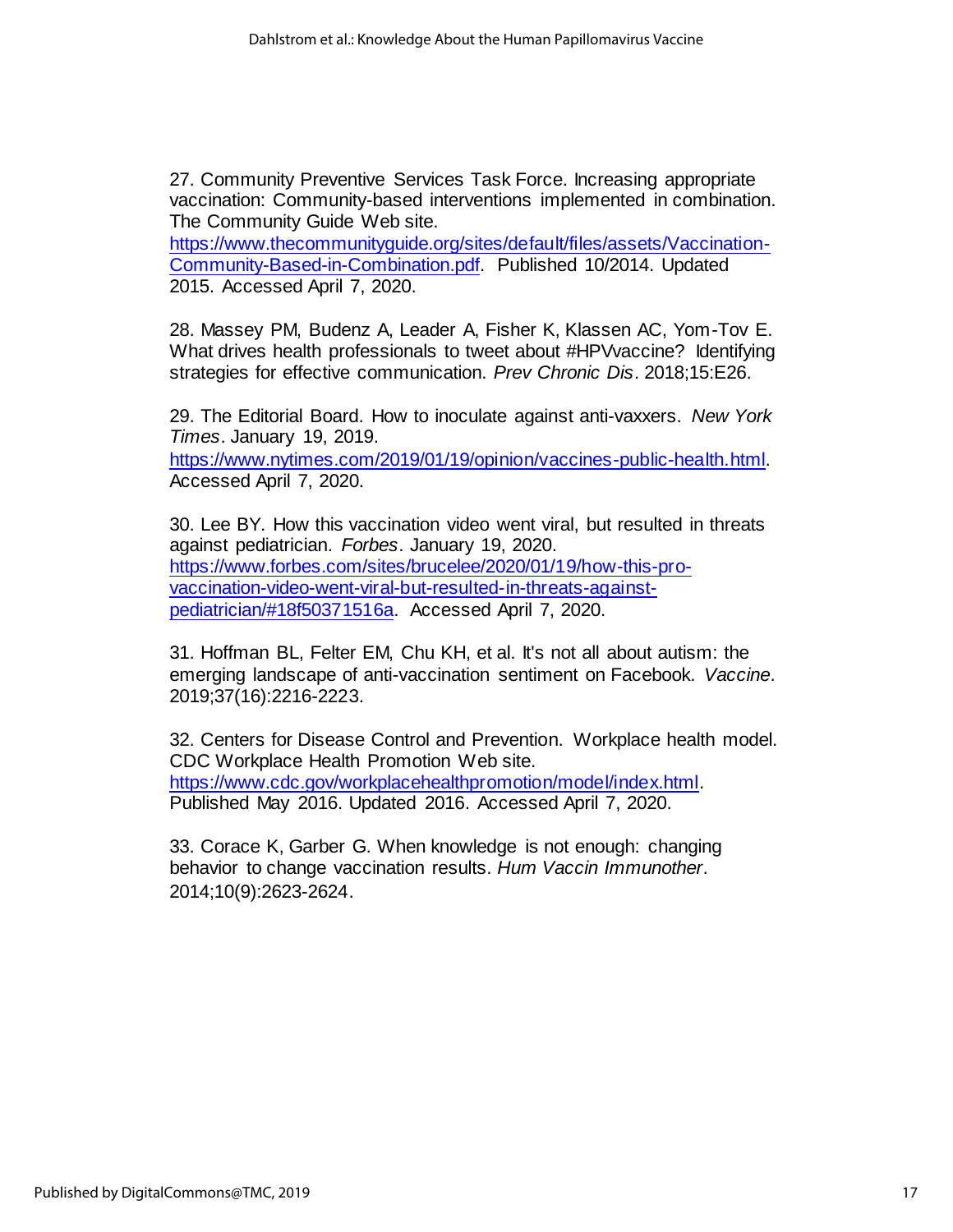27. Community Preventive Services Task Force. Increasing appropriate vaccination: Community-based interventions implemented in combination. The Community Guide Web site. https://www.thecommunityguide.org/sites/default/files/assets/Vaccination-Community-Based-in-Combination.pdf. Published 10/2014. Updated 2015. Accessed April 7, 2020.

28. Massey PM, Budenz A, Leader A, Fisher K, Klassen AC, Yom-Tov E. What drives health professionals to tweet about #HPVvaccine? Identifying strategies for effective communication. *Prev Chronic Dis*. 2018;15:E26.

29. The Editorial Board. How to inoculate against anti-vaxxers. *New York Times*. January 19, 2019. https://www.nytimes.com/2019/01/19/opinion/vaccines-public-health.html. Accessed April 7, 2020.

30. Lee BY. How this vaccination video went viral, but resulted in threats against pediatrician. *Forbes*. January 19, 2020. https://www.forbes.com/sites/brucelee/2020/01/19/how-this-pro-vaccination-video-went-viral-but-resulted-in-threats-against-pediatrician/#18f50371516a. Accessed April 7, 2020.

31. Hoffman BL, Felter EM, Chu KH, et al. It's not all about autism: the emerging landscape of anti-vaccination sentiment on Facebook. *Vaccine*. 2019;37(16):2216-2223.

32. Centers for Disease Control and Prevention. Workplace health model. CDC Workplace Health Promotion Web site. https://www.cdc.gov/workplacehealthpromotion/model/index.html. Published May 2016. Updated 2016. Accessed April 7, 2020.

33. Corace K, Garber G. When knowledge is not enough: changing behavior to change vaccination results. *Hum Vaccin Immunother*. 2014;10(9):2623-2624.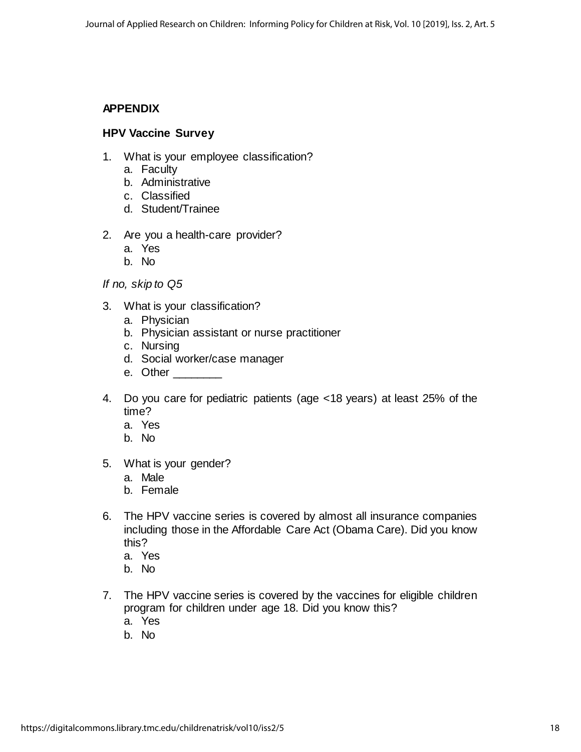## APPENDIX

### HPV Vaccine Survey

1. What is your employee classification?
   a. Faculty
   b. Administrative
   c. Classified
   d. Student/Trainee

2. Are you a health-care provider?
   a. Yes
   b. No

*If no, skip to Q5*

3. What is your classification?
   a. Physician
   b. Physician assistant or nurse practitioner
   c. Nursing
   d. Social worker/case manager
   e. Other ________

4. Do you care for pediatric patients (age <18 years) at least 25% of the time?
   a. Yes
   b. No

5. What is your gender?
   a. Male
   b. Female

6. The HPV vaccine series is covered by almost all insurance companies including those in the Affordable Care Act (Obama Care). Did you know this?
   a. Yes
   b. No

7. The HPV vaccine series is covered by the vaccines for eligible children program for children under age 18. Did you know this?
   a. Yes
   b. No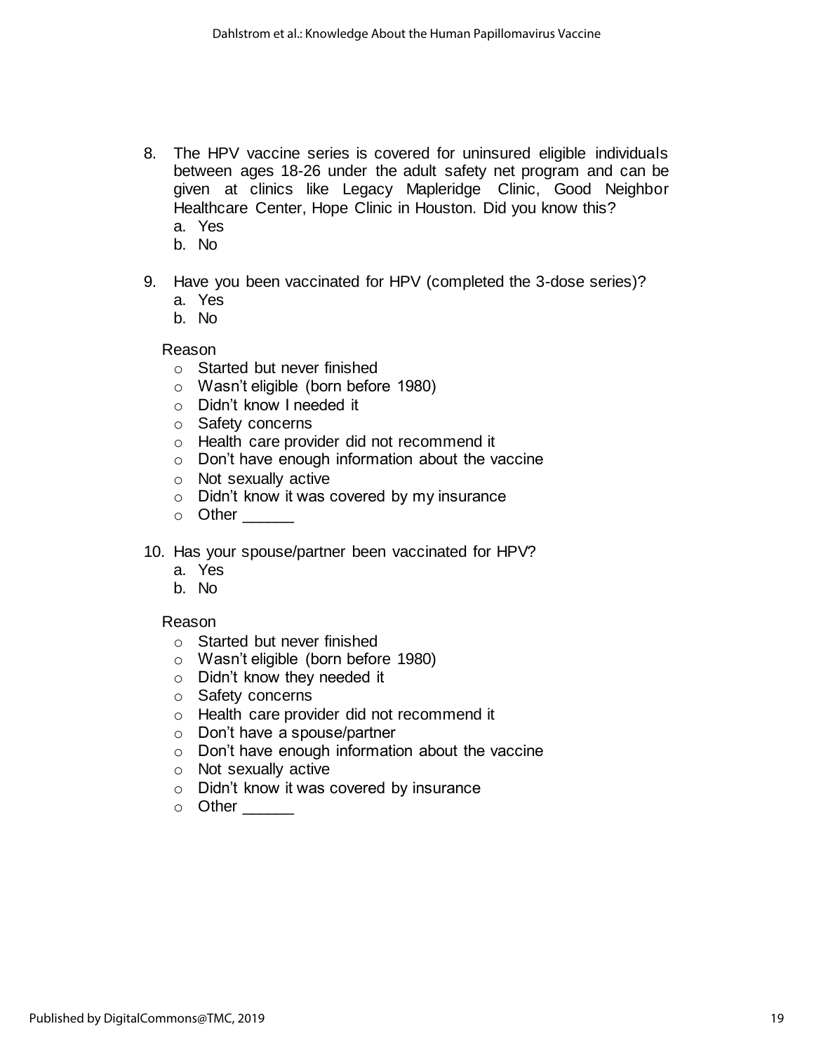8. The HPV vaccine series is covered for uninsured eligible individuals between ages 18-26 under the adult safety net program and can be given at clinics like Legacy Mapleridge Clinic, Good Neighbor Healthcare Center, Hope Clinic in Houston. Did you know this?
   a. Yes
   b. No

9. Have you been vaccinated for HPV (completed the 3-dose series)?
   a. Yes
   b. No

   Reason
   - Started but never finished
   - Wasn't eligible (born before 1980)
   - Didn't know I needed it
   - Safety concerns
   - Health care provider did not recommend it
   - Don't have enough information about the vaccine
   - Not sexually active
   - Didn't know it was covered by my insurance
   - Other ______

10. Has your spouse/partner been vaccinated for HPV?
    a. Yes
    b. No

    Reason
    - Started but never finished
    - Wasn't eligible (born before 1980)
    - Didn't know they needed it
    - Safety concerns
    - Health care provider did not recommend it
    - Don't have a spouse/partner
    - Don't have enough information about the vaccine
    - Not sexually active
    - Didn't know it was covered by insurance
    - Other ______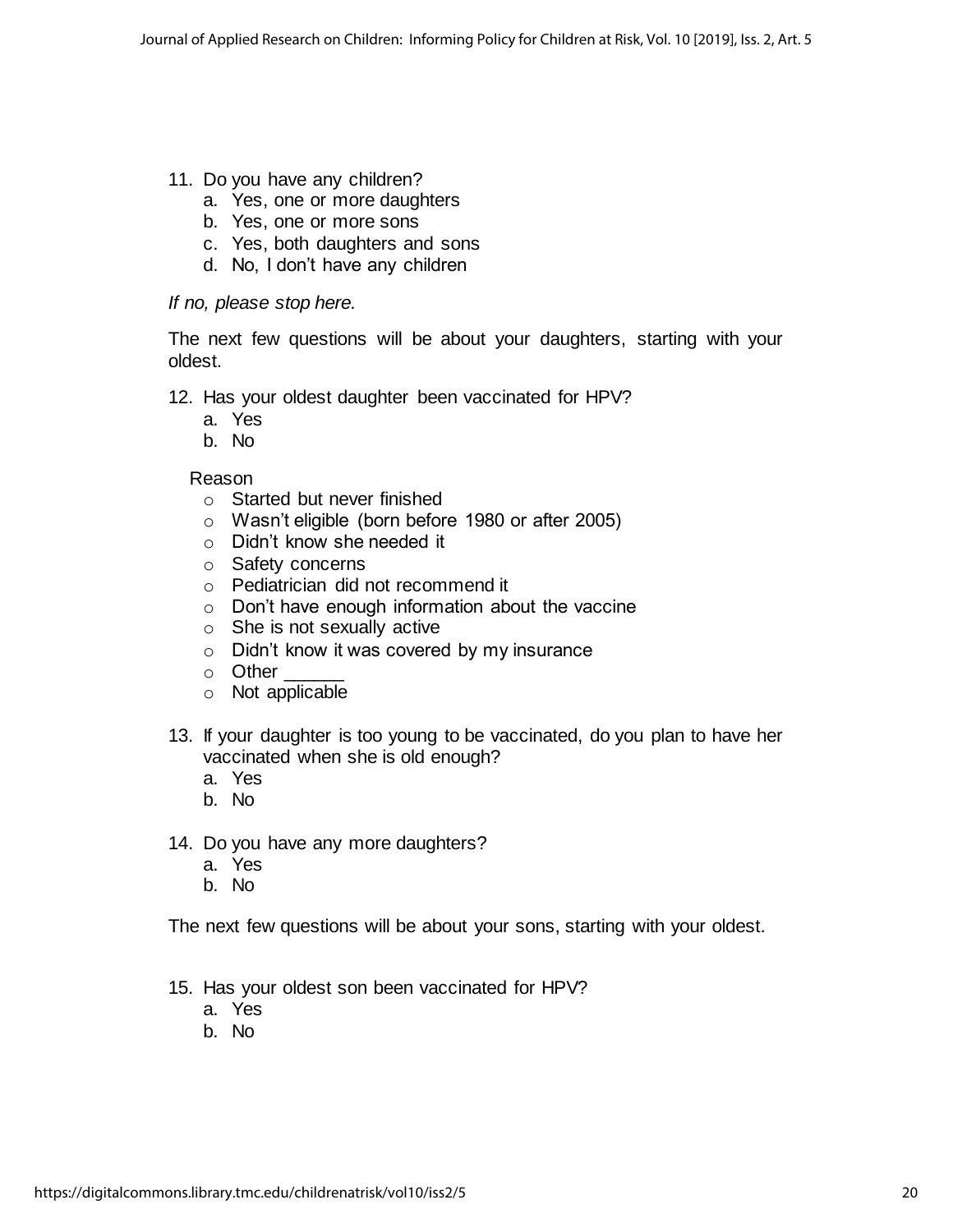11. Do you have any children?
    a. Yes, one or more daughters
    b. Yes, one or more sons
    c. Yes, both daughters and sons
    d. No, I don't have any children

*If no, please stop here.*

The next few questions will be about your daughters, starting with your oldest.

12. Has your oldest daughter been vaccinated for HPV?
    a. Yes
    b. No

    Reason
    - Started but never finished
    - Wasn't eligible (born before 1980 or after 2005)
    - Didn't know she needed it
    - Safety concerns
    - Pediatrician did not recommend it
    - Don't have enough information about the vaccine
    - She is not sexually active
    - Didn't know it was covered by my insurance
    - Other ______
    - Not applicable

13. If your daughter is too young to be vaccinated, do you plan to have her vaccinated when she is old enough?
    a. Yes
    b. No

14. Do you have any more daughters?
    a. Yes
    b. No

The next few questions will be about your sons, starting with your oldest.

15. Has your oldest son been vaccinated for HPV?
    a. Yes
    b. No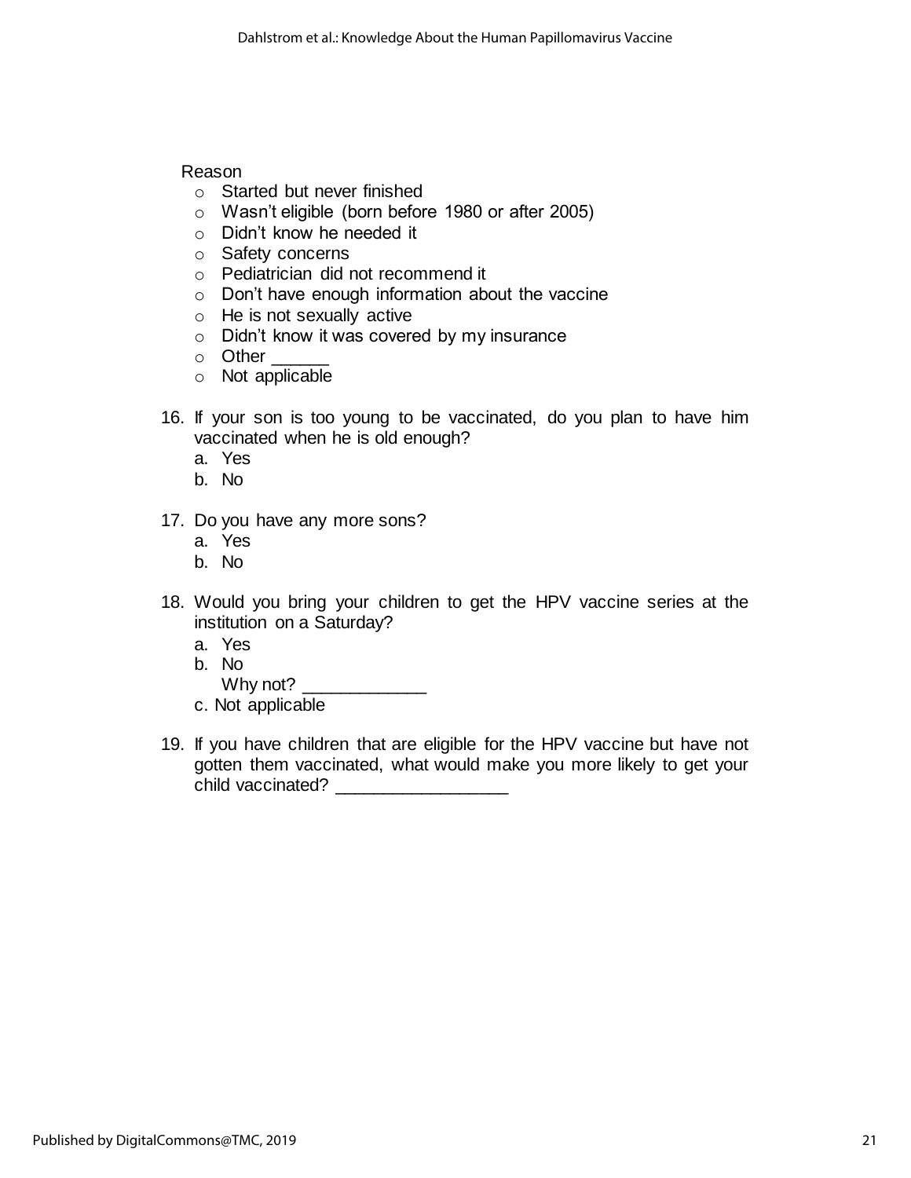Reason

- Started but never finished
- Wasn't eligible (born before 1980 or after 2005)
- Didn't know he needed it
- Safety concerns
- Pediatrician did not recommend it
- Don't have enough information about the vaccine
- He is not sexually active
- Didn't know it was covered by my insurance
- Other ______
- Not applicable

16. If your son is too young to be vaccinated, do you plan to have him vaccinated when he is old enough?
    a. Yes
    b. No

17. Do you have any more sons?
    a. Yes
    b. No

18. Would you bring your children to get the HPV vaccine series at the institution on a Saturday?
    a. Yes
    b. No
       Why not? _____________
    c. Not applicable

19. If you have children that are eligible for the HPV vaccine but have not gotten them vaccinated, what would make you more likely to get your child vaccinated? __________________